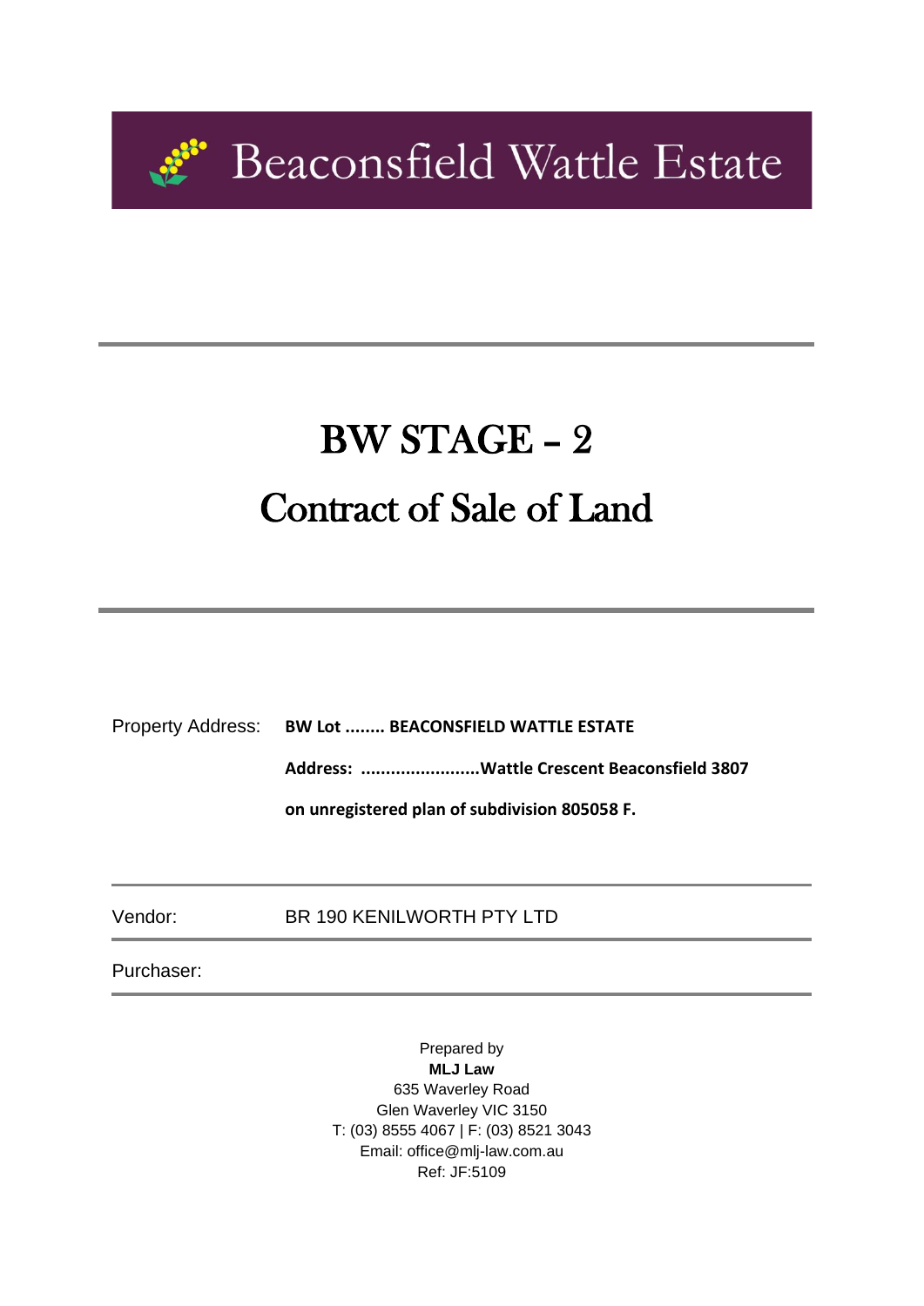# Beaconsfield Wattle Estate

# BW STAGE – 2

# Contract of Sale of Land

| | |
|---|---|
| Property Address: | **BW Lot ........ BEACONSFIELD WATTLE ESTATE** |
| | **Address: ........................Wattle Crescent Beaconsfield 3807** |
| | **on unregistered plan of subdivision 805058 F.** |

| | |
|---|---|
| Vendor: | BR 190 KENILWORTH PTY LTD |
| Purchaser: | |

Prepared by
**MLJ Law**
635 Waverley Road
Glen Waverley VIC 3150
T: (03) 8555 4067 | F: (03) 8521 3043
Email: office@mlj-law.com.au
Ref: JF:5109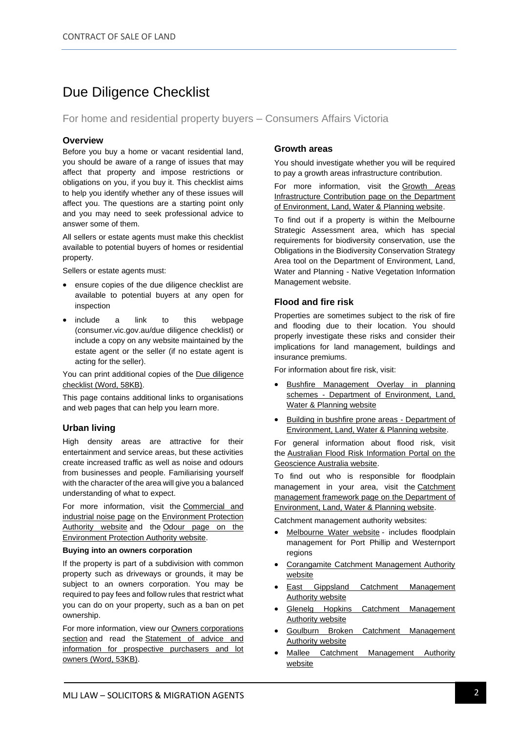# Due Diligence Checklist

## For home and residential property buyers – Consumers Affairs Victoria

### Overview

Before you buy a home or vacant residential land, you should be aware of a range of issues that may affect that property and impose restrictions or obligations on you, if you buy it. This checklist aims to help you identify whether any of these issues will affect you. The questions are a starting point only and you may need to seek professional advice to answer some of them.

All sellers or estate agents must make this checklist available to potential buyers of homes or residential property.

Sellers or estate agents must:

- ensure copies of the due diligence checklist are available to potential buyers at any open for inspection
- include a link to this webpage (consumer.vic.gov.au/due diligence checklist) or include a copy on any website maintained by the estate agent or the seller (if no estate agent is acting for the seller).

You can print additional copies of the Due diligence checklist (Word, 58KB).

This page contains additional links to organisations and web pages that can help you learn more.

### Urban living

High density areas are attractive for their entertainment and service areas, but these activities create increased traffic as well as noise and odours from businesses and people. Familiarising yourself with the character of the area will give you a balanced understanding of what to expect.

For more information, visit the Commercial and industrial noise page on the Environment Protection Authority website and the Odour page on the Environment Protection Authority website.

**Buying into an owners corporation**

If the property is part of a subdivision with common property such as driveways or grounds, it may be subject to an owners corporation. You may be required to pay fees and follow rules that restrict what you can do on your property, such as a ban on pet ownership.

For more information, view our Owners corporations section and read the Statement of advice and information for prospective purchasers and lot owners (Word, 53KB).

### Growth areas

You should investigate whether you will be required to pay a growth areas infrastructure contribution.

For more information, visit the Growth Areas Infrastructure Contribution page on the Department of Environment, Land, Water & Planning website.

To find out if a property is within the Melbourne Strategic Assessment area, which has special requirements for biodiversity conservation, use the Obligations in the Biodiversity Conservation Strategy Area tool on the Department of Environment, Land, Water and Planning - Native Vegetation Information Management website.

### Flood and fire risk

Properties are sometimes subject to the risk of fire and flooding due to their location. You should properly investigate these risks and consider their implications for land management, buildings and insurance premiums.

For information about fire risk, visit:

- Bushfire Management Overlay in planning schemes - Department of Environment, Land, Water & Planning website
- Building in bushfire prone areas - Department of Environment, Land, Water & Planning website.

For general information about flood risk, visit the Australian Flood Risk Information Portal on the Geoscience Australia website.

To find out who is responsible for floodplain management in your area, visit the Catchment management framework page on the Department of Environment, Land, Water & Planning website.

Catchment management authority websites:

- Melbourne Water website - includes floodplain management for Port Phillip and Westernport regions
- Corangamite Catchment Management Authority website
- East Gippsland Catchment Management Authority website
- Glenelg Hopkins Catchment Management Authority website
- Goulburn Broken Catchment Management Authority website
- Mallee Catchment Management Authority website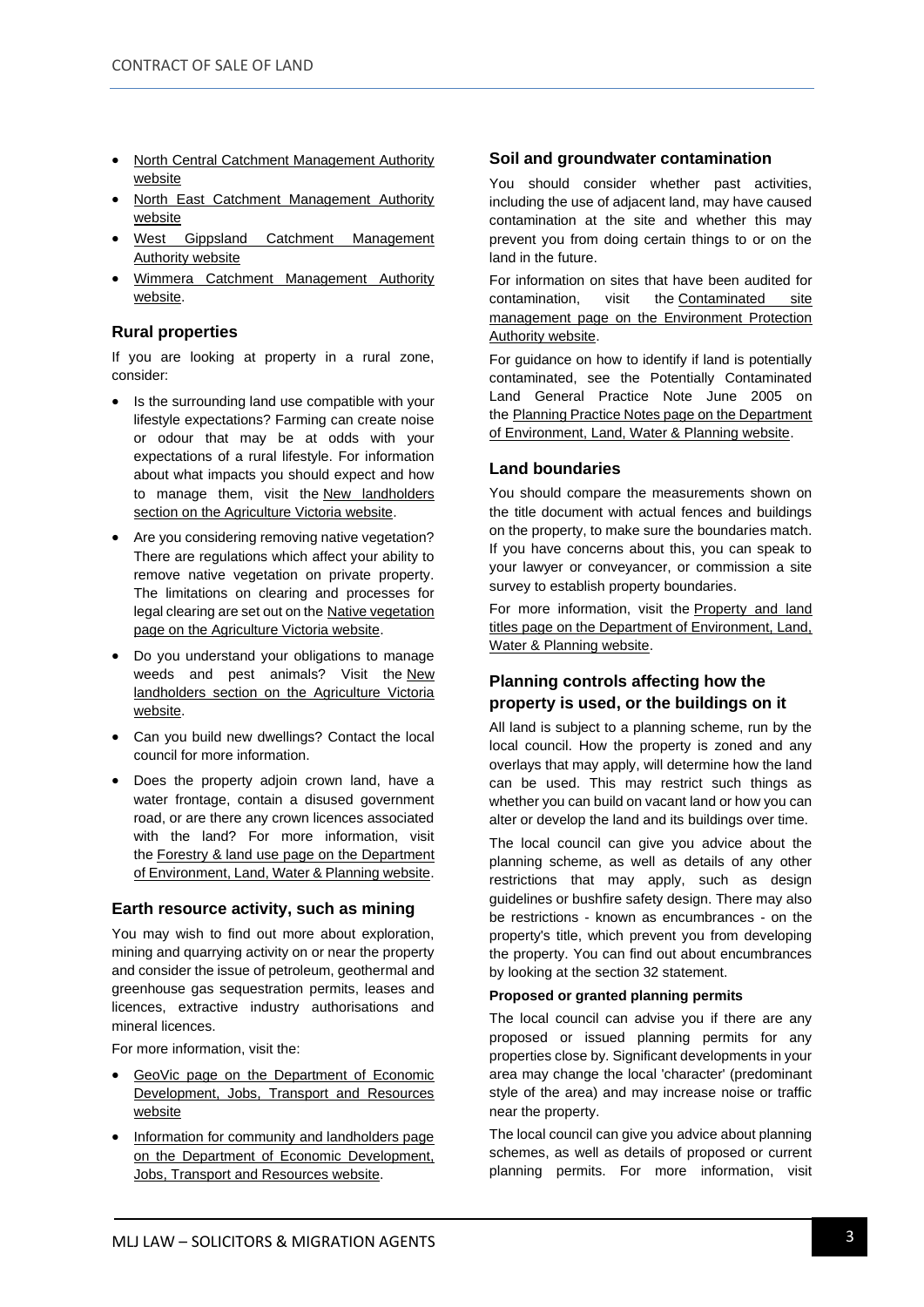- North Central Catchment Management Authority website
- North East Catchment Management Authority website
- West Gippsland Catchment Management Authority website
- Wimmera Catchment Management Authority website.

### Rural properties

If you are looking at property in a rural zone, consider:

- Is the surrounding land use compatible with your lifestyle expectations? Farming can create noise or odour that may be at odds with your expectations of a rural lifestyle. For information about what impacts you should expect and how to manage them, visit the New landholders section on the Agriculture Victoria website.
- Are you considering removing native vegetation? There are regulations which affect your ability to remove native vegetation on private property. The limitations on clearing and processes for legal clearing are set out on the Native vegetation page on the Agriculture Victoria website.
- Do you understand your obligations to manage weeds and pest animals? Visit the New landholders section on the Agriculture Victoria website.
- Can you build new dwellings? Contact the local council for more information.
- Does the property adjoin crown land, have a water frontage, contain a disused government road, or are there any crown licences associated with the land? For more information, visit the Forestry & land use page on the Department of Environment, Land, Water & Planning website.

### Earth resource activity, such as mining

You may wish to find out more about exploration, mining and quarrying activity on or near the property and consider the issue of petroleum, geothermal and greenhouse gas sequestration permits, leases and licences, extractive industry authorisations and mineral licences.

For more information, visit the:

- GeoVic page on the Department of Economic Development, Jobs, Transport and Resources website
- Information for community and landholders page on the Department of Economic Development, Jobs, Transport and Resources website.

### Soil and groundwater contamination

You should consider whether past activities, including the use of adjacent land, may have caused contamination at the site and whether this may prevent you from doing certain things to or on the land in the future.

For information on sites that have been audited for contamination, visit the Contaminated site management page on the Environment Protection Authority website.

For guidance on how to identify if land is potentially contaminated, see the Potentially Contaminated Land General Practice Note June 2005 on the Planning Practice Notes page on the Department of Environment, Land, Water & Planning website.

### Land boundaries

You should compare the measurements shown on the title document with actual fences and buildings on the property, to make sure the boundaries match. If you have concerns about this, you can speak to your lawyer or conveyancer, or commission a site survey to establish property boundaries.

For more information, visit the Property and land titles page on the Department of Environment, Land, Water & Planning website.

### Planning controls affecting how the property is used, or the buildings on it

All land is subject to a planning scheme, run by the local council. How the property is zoned and any overlays that may apply, will determine how the land can be used. This may restrict such things as whether you can build on vacant land or how you can alter or develop the land and its buildings over time.

The local council can give you advice about the planning scheme, as well as details of any other restrictions that may apply, such as design guidelines or bushfire safety design. There may also be restrictions - known as encumbrances - on the property's title, which prevent you from developing the property. You can find out about encumbrances by looking at the section 32 statement.

#### Proposed or granted planning permits

The local council can advise you if there are any proposed or issued planning permits for any properties close by. Significant developments in your area may change the local 'character' (predominant style of the area) and may increase noise or traffic near the property.

The local council can give you advice about planning schemes, as well as details of proposed or current planning permits. For more information, visit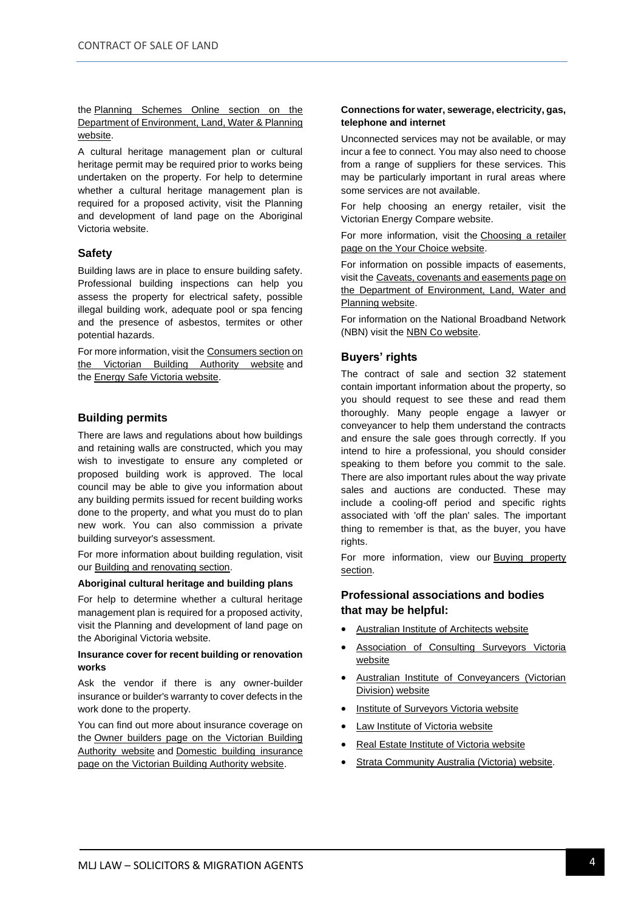the Planning Schemes Online section on the Department of Environment, Land, Water & Planning website.

A cultural heritage management plan or cultural heritage permit may be required prior to works being undertaken on the property. For help to determine whether a cultural heritage management plan is required for a proposed activity, visit the Planning and development of land page on the Aboriginal Victoria website.

## Safety

Building laws are in place to ensure building safety. Professional building inspections can help you assess the property for electrical safety, possible illegal building work, adequate pool or spa fencing and the presence of asbestos, termites or other potential hazards.

For more information, visit the Consumers section on the Victorian Building Authority website and the Energy Safe Victoria website.

## Building permits

There are laws and regulations about how buildings and retaining walls are constructed, which you may wish to investigate to ensure any completed or proposed building work is approved. The local council may be able to give you information about any building permits issued for recent building works done to the property, and what you must do to plan new work. You can also commission a private building surveyor's assessment.

For more information about building regulation, visit our Building and renovating section.

**Aboriginal cultural heritage and building plans**

For help to determine whether a cultural heritage management plan is required for a proposed activity, visit the Planning and development of land page on the Aboriginal Victoria website.

**Insurance cover for recent building or renovation works**

Ask the vendor if there is any owner-builder insurance or builder's warranty to cover defects in the work done to the property.

You can find out more about insurance coverage on the Owner builders page on the Victorian Building Authority website and Domestic building insurance page on the Victorian Building Authority website.

**Connections for water, sewerage, electricity, gas, telephone and internet**

Unconnected services may not be available, or may incur a fee to connect. You may also need to choose from a range of suppliers for these services. This may be particularly important in rural areas where some services are not available.

For help choosing an energy retailer, visit the Victorian Energy Compare website.

For more information, visit the Choosing a retailer page on the Your Choice website.

For information on possible impacts of easements, visit the Caveats, covenants and easements page on the Department of Environment, Land, Water and Planning website.

For information on the National Broadband Network (NBN) visit the NBN Co website.

## Buyers' rights

The contract of sale and section 32 statement contain important information about the property, so you should request to see these and read them thoroughly. Many people engage a lawyer or conveyancer to help them understand the contracts and ensure the sale goes through correctly. If you intend to hire a professional, you should consider speaking to them before you commit to the sale. There are also important rules about the way private sales and auctions are conducted. These may include a cooling-off period and specific rights associated with 'off the plan' sales. The important thing to remember is that, as the buyer, you have rights.

For more information, view our Buying property section.

## Professional associations and bodies that may be helpful:

- Australian Institute of Architects website
- Association of Consulting Surveyors Victoria website
- Australian Institute of Conveyancers (Victorian Division) website
- Institute of Surveyors Victoria website
- Law Institute of Victoria website
- Real Estate Institute of Victoria website
- Strata Community Australia (Victoria) website.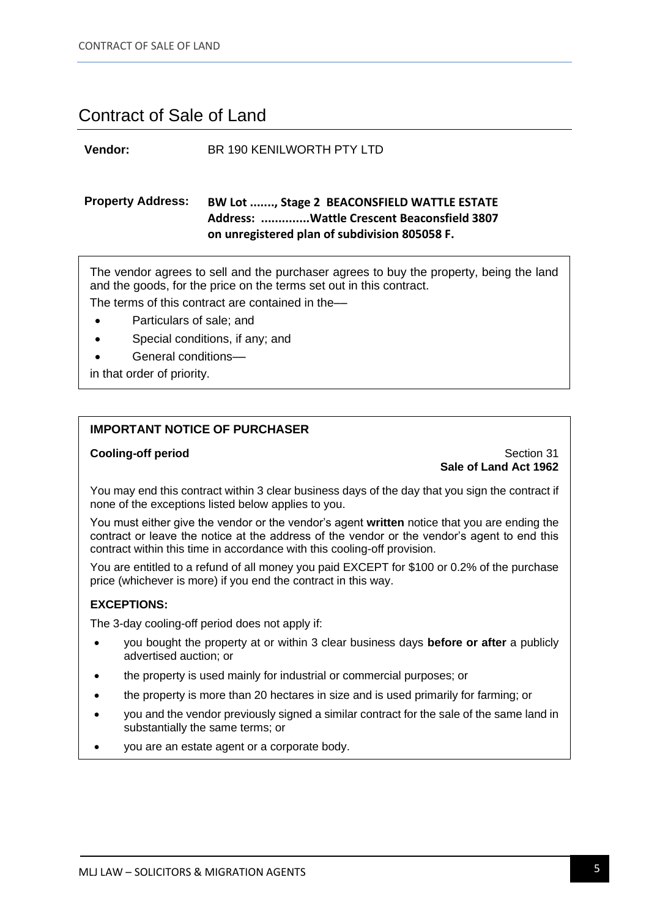# Contract of Sale of Land

**Vendor:** BR 190 KENILWORTH PTY LTD

**Property Address:** **BW Lot ......., Stage 2 BEACONSFIELD WATTLE ESTATE**
**Address: .............Wattle Crescent Beaconsfield 3807**
**on unregistered plan of subdivision 805058 F.**

The vendor agrees to sell and the purchaser agrees to buy the property, being the land and the goods, for the price on the terms set out in this contract.

The terms of this contract are contained in the—

- Particulars of sale; and
- Special conditions, if any; and
- General conditions—

in that order of priority.

**IMPORTANT NOTICE OF PURCHASER**

**Cooling-off period** — Section 31 **Sale of Land Act 1962**

You may end this contract within 3 clear business days of the day that you sign the contract if none of the exceptions listed below applies to you.

You must either give the vendor or the vendor's agent **written** notice that you are ending the contract or leave the notice at the address of the vendor or the vendor's agent to end this contract within this time in accordance with this cooling-off provision.

You are entitled to a refund of all money you paid EXCEPT for $100 or 0.2% of the purchase price (whichever is more) if you end the contract in this way.

**EXCEPTIONS:**

The 3-day cooling-off period does not apply if:

- you bought the property at or within 3 clear business days **before or after** a publicly advertised auction; or
- the property is used mainly for industrial or commercial purposes; or
- the property is more than 20 hectares in size and is used primarily for farming; or
- you and the vendor previously signed a similar contract for the sale of the same land in substantially the same terms; or
- you are an estate agent or a corporate body.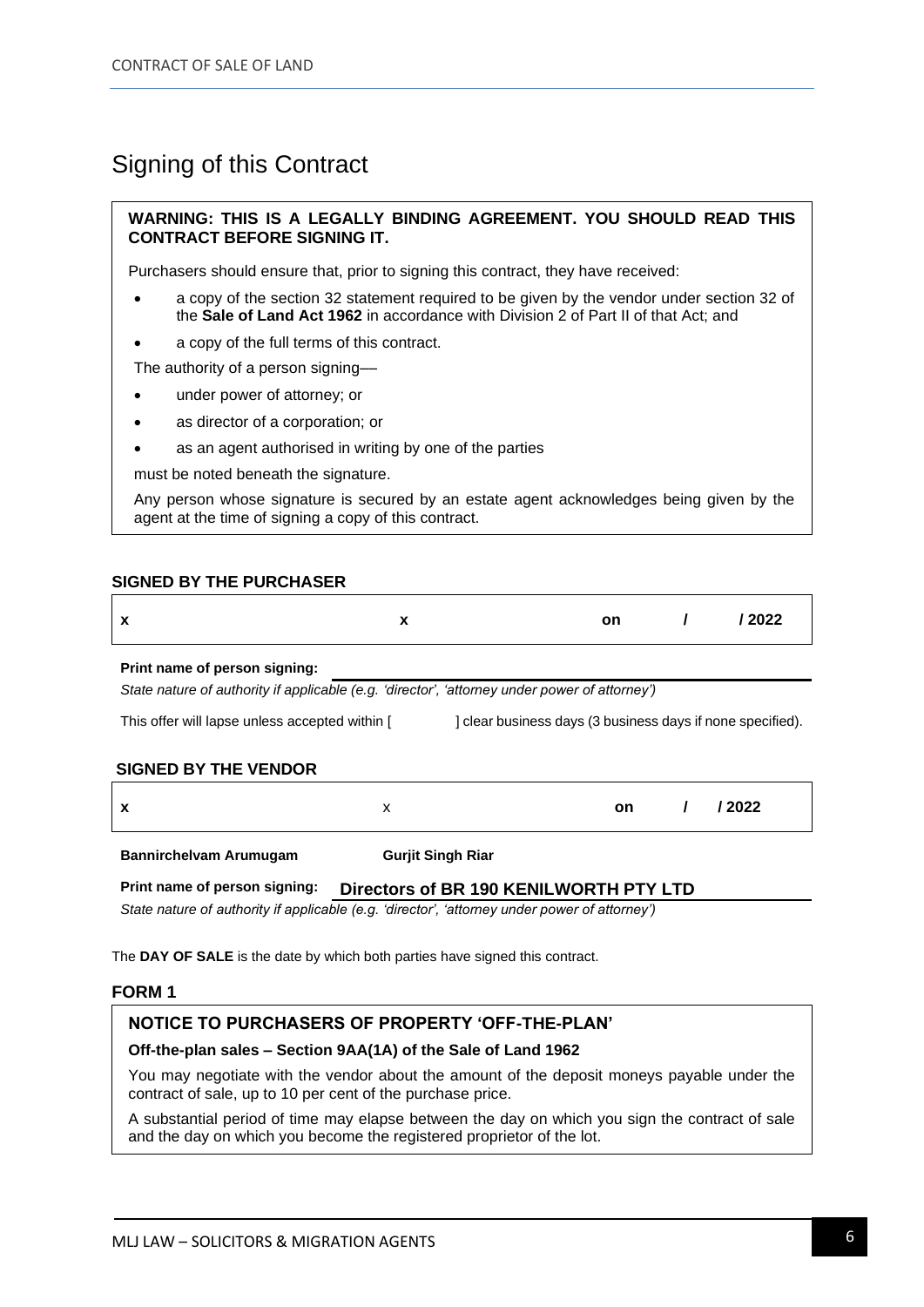# Signing of this Contract

> **WARNING: THIS IS A LEGALLY BINDING AGREEMENT. YOU SHOULD READ THIS CONTRACT BEFORE SIGNING IT.**
>
> Purchasers should ensure that, prior to signing this contract, they have received:
>
> - a copy of the section 32 statement required to be given by the vendor under section 32 of the **Sale of Land Act 1962** in accordance with Division 2 of Part II of that Act; and
> - a copy of the full terms of this contract.
>
> The authority of a person signing—
>
> - under power of attorney; or
> - as director of a corporation; or
> - as an agent authorised in writing by one of the parties
>
> must be noted beneath the signature.
>
> Any person whose signature is secured by an estate agent acknowledges being given by the agent at the time of signing a copy of this contract.

### SIGNED BY THE PURCHASER

**x** **x** **on / / 2022**

**Print name of person signing:** ______________________

*State nature of authority if applicable (e.g. 'director', 'attorney under power of attorney')*

This offer will lapse unless accepted within [ ] clear business days (3 business days if none specified).

### SIGNED BY THE VENDOR

**x** x **on / / 2022**

**Bannirchelvam Arumugam** **Gurjit Singh Riar**

**Print name of person signing:** **Directors of BR 190 KENILWORTH PTY LTD**

*State nature of authority if applicable (e.g. 'director', 'attorney under power of attorney')*

The **DAY OF SALE** is the date by which both parties have signed this contract.

### FORM 1

> **NOTICE TO PURCHASERS OF PROPERTY 'OFF-THE-PLAN'**
>
> **Off-the-plan sales – Section 9AA(1A) of the Sale of Land 1962**
>
> You may negotiate with the vendor about the amount of the deposit moneys payable under the contract of sale, up to 10 per cent of the purchase price.
>
> A substantial period of time may elapse between the day on which you sign the contract of sale and the day on which you become the registered proprietor of the lot.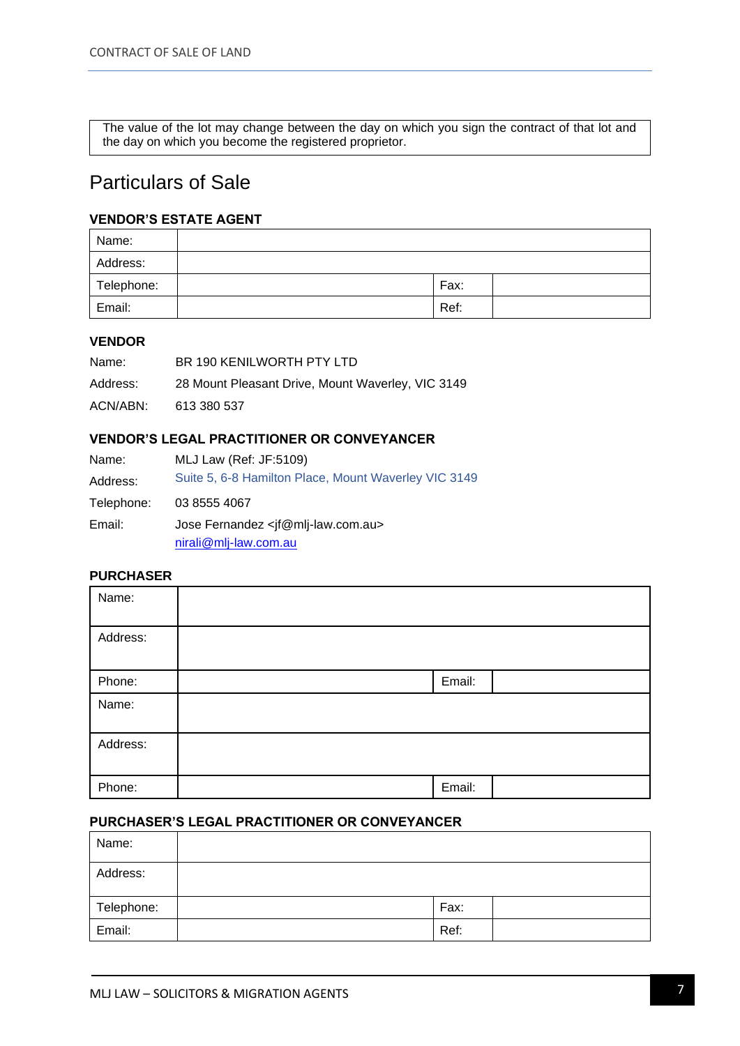The value of the lot may change between the day on which you sign the contract of that lot and the day on which you become the registered proprietor.

# Particulars of Sale

### VENDOR'S ESTATE AGENT

| Name: | | | |
|---|---|---|---|
| Address: | | | |
| Telephone: | | Fax: | |
| Email: | | Ref: | |

### VENDOR

Name: BR 190 KENILWORTH PTY LTD

Address: 28 Mount Pleasant Drive, Mount Waverley, VIC 3149

ACN/ABN: 613 380 537

### VENDOR'S LEGAL PRACTITIONER OR CONVEYANCER

Name: MLJ Law (Ref: JF:5109)

Address: Suite 5, 6-8 Hamilton Place, Mount Waverley VIC 3149

Telephone: 03 8555 4067

Email: Jose Fernandez <jf@mlj-law.com.au>
nirali@mlj-law.com.au

### PURCHASER

| Name: | | | |
|---|---|---|---|
| Address: | | | |
| Phone: | | Email: | |
| Name: | | | |
| Address: | | | |
| Phone: | | Email: | |

### PURCHASER'S LEGAL PRACTITIONER OR CONVEYANCER

| Name: | | | |
|---|---|---|---|
| Address: | | | |
| Telephone: | | Fax: | |
| Email: | | Ref: | |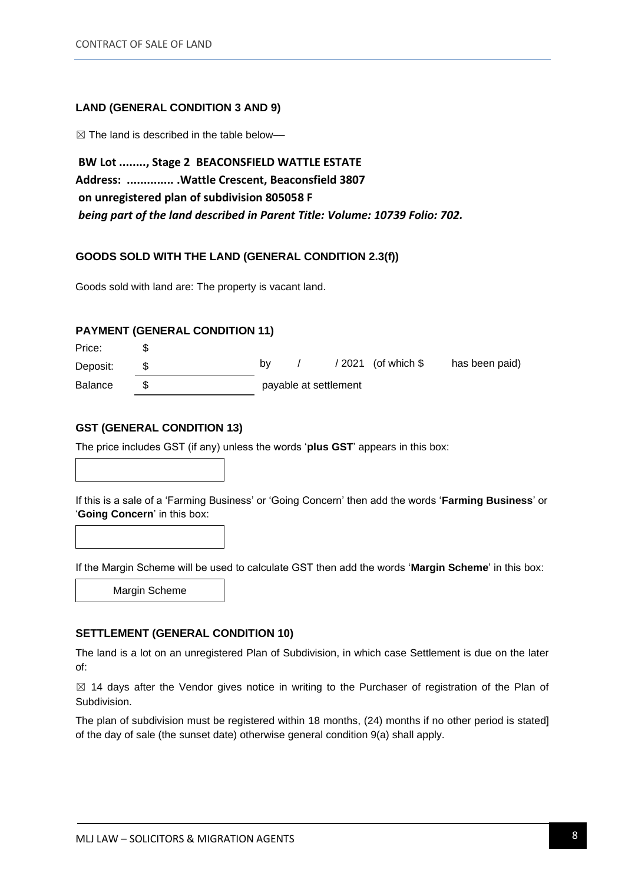### LAND (GENERAL CONDITION 3 AND 9)

☒ The land is described in the table below—

**BW Lot ........, Stage 2 BEACONSFIELD WATTLE ESTATE**
**Address: ............. .Wattle Crescent, Beaconsfield 3807**
**on unregistered plan of subdivision 805058 F**
***being part of the land described in Parent Title: Volume: 10739 Folio: 702.***

### GOODS SOLD WITH THE LAND (GENERAL CONDITION 2.3(f))

Goods sold with land are: The property is vacant land.

### PAYMENT (GENERAL CONDITION 11)

| | | |
|---|---|---|
| Price: | $ | |
| Deposit: | $ | by / / 2021 (of which $ has been paid) |
| Balance | $ | payable at settlement |

### GST (GENERAL CONDITION 13)

The price includes GST (if any) unless the words '**plus GST**' appears in this box:

| |
|---|
| |

If this is a sale of a 'Farming Business' or 'Going Concern' then add the words '**Farming Business**' or '**Going Concern**' in this box:

| |
|---|
| |

If the Margin Scheme will be used to calculate GST then add the words '**Margin Scheme**' in this box:

| Margin Scheme |
|---|

### SETTLEMENT (GENERAL CONDITION 10)

The land is a lot on an unregistered Plan of Subdivision, in which case Settlement is due on the later of:

☒ 14 days after the Vendor gives notice in writing to the Purchaser of registration of the Plan of Subdivision.

The plan of subdivision must be registered within 18 months, (24) months if no other period is stated] of the day of sale (the sunset date) otherwise general condition 9(a) shall apply.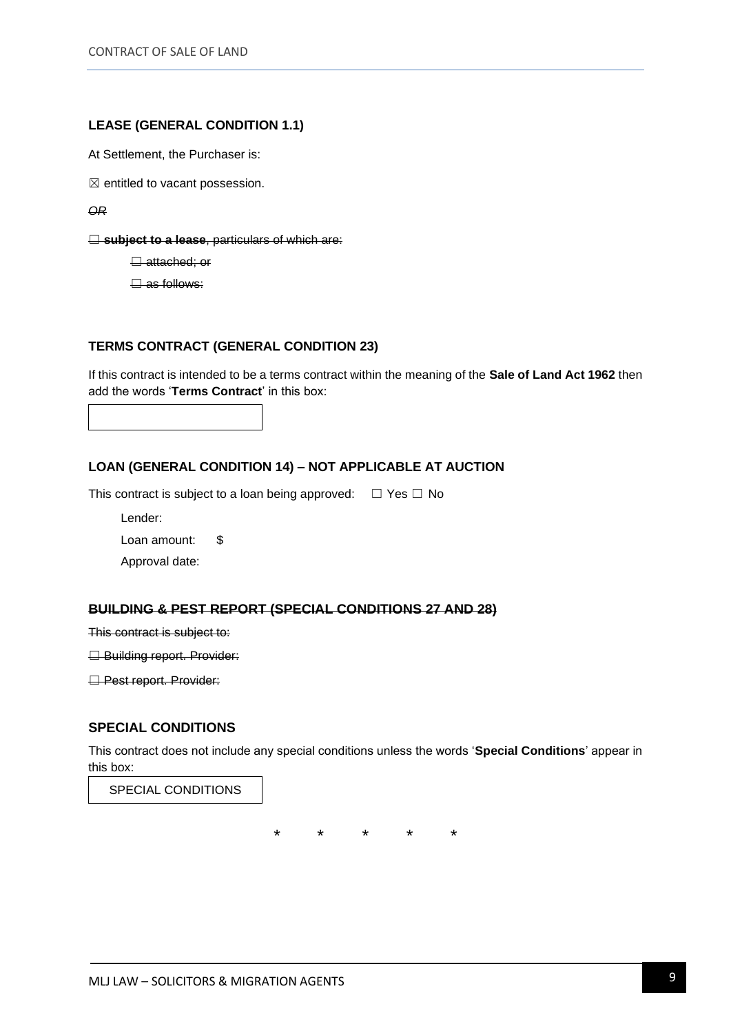### LEASE (GENERAL CONDITION 1.1)

At Settlement, the Purchaser is:

☒ entitled to vacant possession.

~~*OR*~~

~~☐ **subject to a lease**, particulars of which are:~~

~~☐ attached; or~~

~~☐ as follows:~~

### TERMS CONTRACT (GENERAL CONDITION 23)

If this contract is intended to be a terms contract within the meaning of the **Sale of Land Act 1962** then add the words '**Terms Contract**' in this box:

| |
|---|

### LOAN (GENERAL CONDITION 14) – NOT APPLICABLE AT AUCTION

This contract is subject to a loan being approved: ☐ Yes ☐ No

Lender:

Loan amount: $

Approval date:

### ~~BUILDING & PEST REPORT (SPECIAL CONDITIONS 27 AND 28)~~

~~This contract is subject to:~~

~~☐ Building report. Provider:~~

~~☐ Pest report. Provider:~~

### SPECIAL CONDITIONS

This contract does not include any special conditions unless the words '**Special Conditions**' appear in this box:

| SPECIAL CONDITIONS |
|---|

\* \* \* \* \*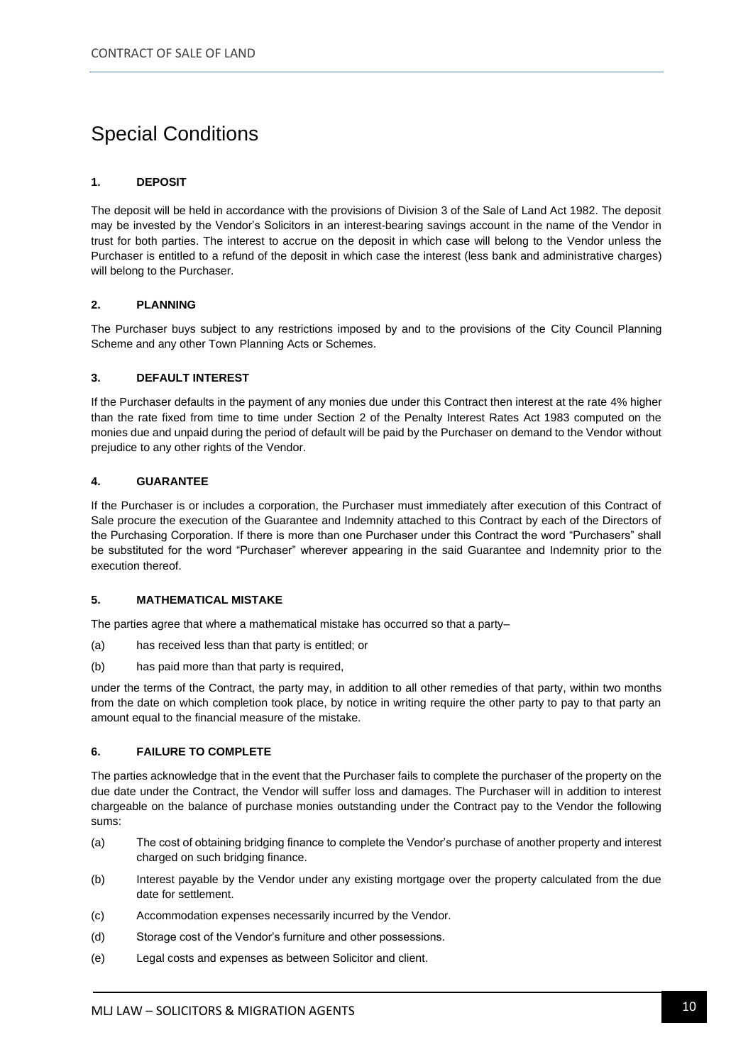# Special Conditions

### 1. DEPOSIT

The deposit will be held in accordance with the provisions of Division 3 of the Sale of Land Act 1982. The deposit may be invested by the Vendor's Solicitors in an interest-bearing savings account in the name of the Vendor in trust for both parties. The interest to accrue on the deposit in which case will belong to the Vendor unless the Purchaser is entitled to a refund of the deposit in which case the interest (less bank and administrative charges) will belong to the Purchaser.

### 2. PLANNING

The Purchaser buys subject to any restrictions imposed by and to the provisions of the City Council Planning Scheme and any other Town Planning Acts or Schemes.

### 3. DEFAULT INTEREST

If the Purchaser defaults in the payment of any monies due under this Contract then interest at the rate 4% higher than the rate fixed from time to time under Section 2 of the Penalty Interest Rates Act 1983 computed on the monies due and unpaid during the period of default will be paid by the Purchaser on demand to the Vendor without prejudice to any other rights of the Vendor.

### 4. GUARANTEE

If the Purchaser is or includes a corporation, the Purchaser must immediately after execution of this Contract of Sale procure the execution of the Guarantee and Indemnity attached to this Contract by each of the Directors of the Purchasing Corporation. If there is more than one Purchaser under this Contract the word "Purchasers" shall be substituted for the word "Purchaser" wherever appearing in the said Guarantee and Indemnity prior to the execution thereof.

### 5. MATHEMATICAL MISTAKE

The parties agree that where a mathematical mistake has occurred so that a party–

(a) has received less than that party is entitled; or

(b) has paid more than that party is required,

under the terms of the Contract, the party may, in addition to all other remedies of that party, within two months from the date on which completion took place, by notice in writing require the other party to pay to that party an amount equal to the financial measure of the mistake.

### 6. FAILURE TO COMPLETE

The parties acknowledge that in the event that the Purchaser fails to complete the purchaser of the property on the due date under the Contract, the Vendor will suffer loss and damages. The Purchaser will in addition to interest chargeable on the balance of purchase monies outstanding under the Contract pay to the Vendor the following sums:

(a) The cost of obtaining bridging finance to complete the Vendor's purchase of another property and interest charged on such bridging finance.

(b) Interest payable by the Vendor under any existing mortgage over the property calculated from the due date for settlement.

(c) Accommodation expenses necessarily incurred by the Vendor.

(d) Storage cost of the Vendor's furniture and other possessions.

(e) Legal costs and expenses as between Solicitor and client.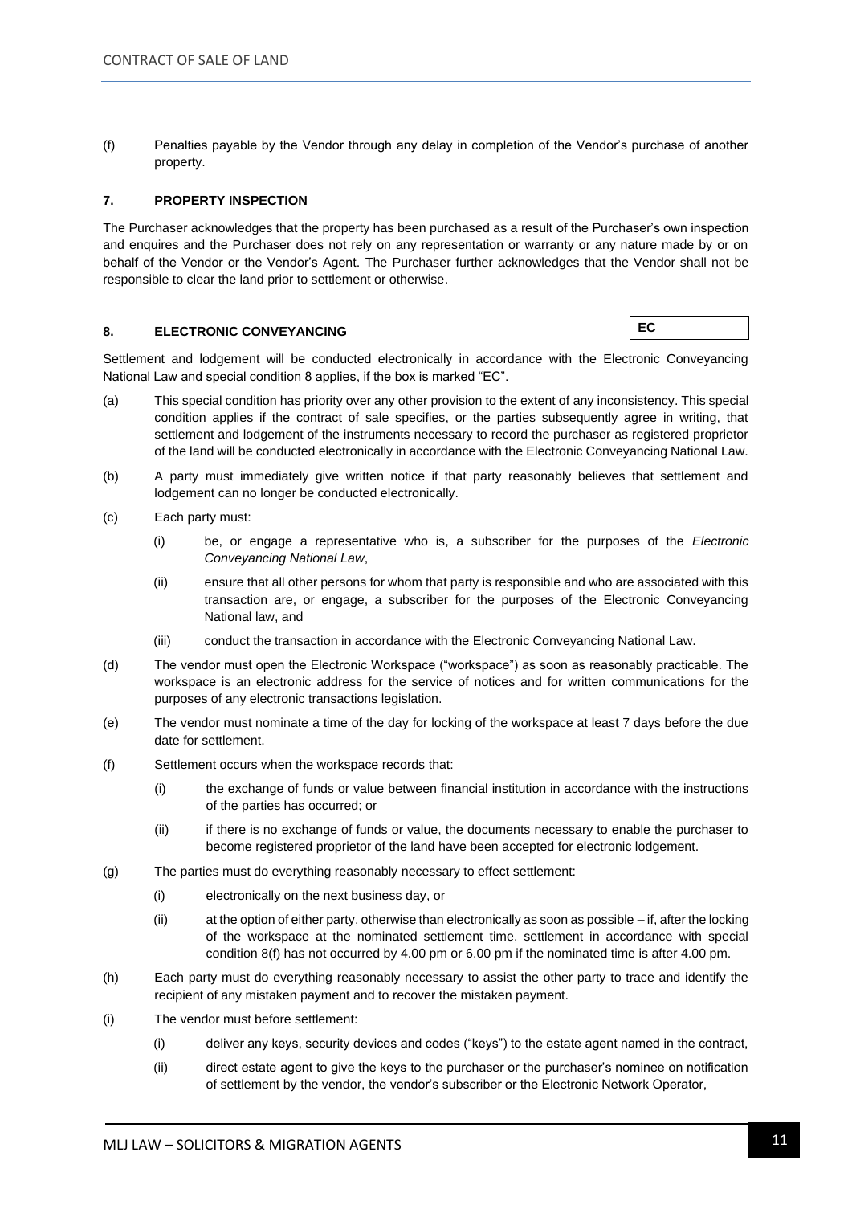(f) Penalties payable by the Vendor through any delay in completion of the Vendor's purchase of another property.

### 7. PROPERTY INSPECTION

The Purchaser acknowledges that the property has been purchased as a result of the Purchaser's own inspection and enquires and the Purchaser does not rely on any representation or warranty or any nature made by or on behalf of the Vendor or the Vendor's Agent. The Purchaser further acknowledges that the Vendor shall not be responsible to clear the land prior to settlement or otherwise.

### 8. ELECTRONIC CONVEYANCING

**EC**

Settlement and lodgement will be conducted electronically in accordance with the Electronic Conveyancing National Law and special condition 8 applies, if the box is marked "EC".

(a) This special condition has priority over any other provision to the extent of any inconsistency. This special condition applies if the contract of sale specifies, or the parties subsequently agree in writing, that settlement and lodgement of the instruments necessary to record the purchaser as registered proprietor of the land will be conducted electronically in accordance with the Electronic Conveyancing National Law.

(b) A party must immediately give written notice if that party reasonably believes that settlement and lodgement can no longer be conducted electronically.

(c) Each party must:

   (i) be, or engage a representative who is, a subscriber for the purposes of the *Electronic Conveyancing National Law*,

   (ii) ensure that all other persons for whom that party is responsible and who are associated with this transaction are, or engage, a subscriber for the purposes of the Electronic Conveyancing National law, and

   (iii) conduct the transaction in accordance with the Electronic Conveyancing National Law.

(d) The vendor must open the Electronic Workspace ("workspace") as soon as reasonably practicable. The workspace is an electronic address for the service of notices and for written communications for the purposes of any electronic transactions legislation.

(e) The vendor must nominate a time of the day for locking of the workspace at least 7 days before the due date for settlement.

(f) Settlement occurs when the workspace records that:

   (i) the exchange of funds or value between financial institution in accordance with the instructions of the parties has occurred; or

   (ii) if there is no exchange of funds or value, the documents necessary to enable the purchaser to become registered proprietor of the land have been accepted for electronic lodgement.

(g) The parties must do everything reasonably necessary to effect settlement:

   (i) electronically on the next business day, or

   (ii) at the option of either party, otherwise than electronically as soon as possible – if, after the locking of the workspace at the nominated settlement time, settlement in accordance with special condition 8(f) has not occurred by 4.00 pm or 6.00 pm if the nominated time is after 4.00 pm.

(h) Each party must do everything reasonably necessary to assist the other party to trace and identify the recipient of any mistaken payment and to recover the mistaken payment.

(i) The vendor must before settlement:

   (i) deliver any keys, security devices and codes ("keys") to the estate agent named in the contract,

   (ii) direct estate agent to give the keys to the purchaser or the purchaser's nominee on notification of settlement by the vendor, the vendor's subscriber or the Electronic Network Operator,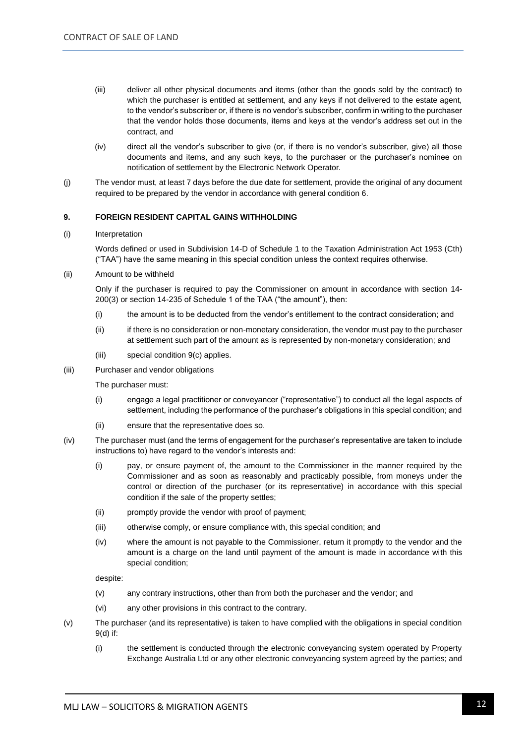(iii) deliver all other physical documents and items (other than the goods sold by the contract) to which the purchaser is entitled at settlement, and any keys if not delivered to the estate agent, to the vendor's subscriber or, if there is no vendor's subscriber, confirm in writing to the purchaser that the vendor holds those documents, items and keys at the vendor's address set out in the contract, and

(iv) direct all the vendor's subscriber to give (or, if there is no vendor's subscriber, give) all those documents and items, and any such keys, to the purchaser or the purchaser's nominee on notification of settlement by the Electronic Network Operator.

(j) The vendor must, at least 7 days before the due date for settlement, provide the original of any document required to be prepared by the vendor in accordance with general condition 6.

**9. FOREIGN RESIDENT CAPITAL GAINS WITHHOLDING**

(i) Interpretation

Words defined or used in Subdivision 14-D of Schedule 1 to the Taxation Administration Act 1953 (Cth) ("TAA") have the same meaning in this special condition unless the context requires otherwise.

(ii) Amount to be withheld

Only if the purchaser is required to pay the Commissioner on amount in accordance with section 14-200(3) or section 14-235 of Schedule 1 of the TAA ("the amount"), then:

(i) the amount is to be deducted from the vendor's entitlement to the contract consideration; and

(ii) if there is no consideration or non-monetary consideration, the vendor must pay to the purchaser at settlement such part of the amount as is represented by non-monetary consideration; and

(iii) special condition 9(c) applies.

(iii) Purchaser and vendor obligations

The purchaser must:

(i) engage a legal practitioner or conveyancer ("representative") to conduct all the legal aspects of settlement, including the performance of the purchaser's obligations in this special condition; and

(ii) ensure that the representative does so.

(iv) The purchaser must (and the terms of engagement for the purchaser's representative are taken to include instructions to) have regard to the vendor's interests and:

(i) pay, or ensure payment of, the amount to the Commissioner in the manner required by the Commissioner and as soon as reasonably and practicably possible, from moneys under the control or direction of the purchaser (or its representative) in accordance with this special condition if the sale of the property settles;

(ii) promptly provide the vendor with proof of payment;

(iii) otherwise comply, or ensure compliance with, this special condition; and

(iv) where the amount is not payable to the Commissioner, return it promptly to the vendor and the amount is a charge on the land until payment of the amount is made in accordance with this special condition;

despite:

(v) any contrary instructions, other than from both the purchaser and the vendor; and

(vi) any other provisions in this contract to the contrary.

(v) The purchaser (and its representative) is taken to have complied with the obligations in special condition 9(d) if:

(i) the settlement is conducted through the electronic conveyancing system operated by Property Exchange Australia Ltd or any other electronic conveyancing system agreed by the parties; and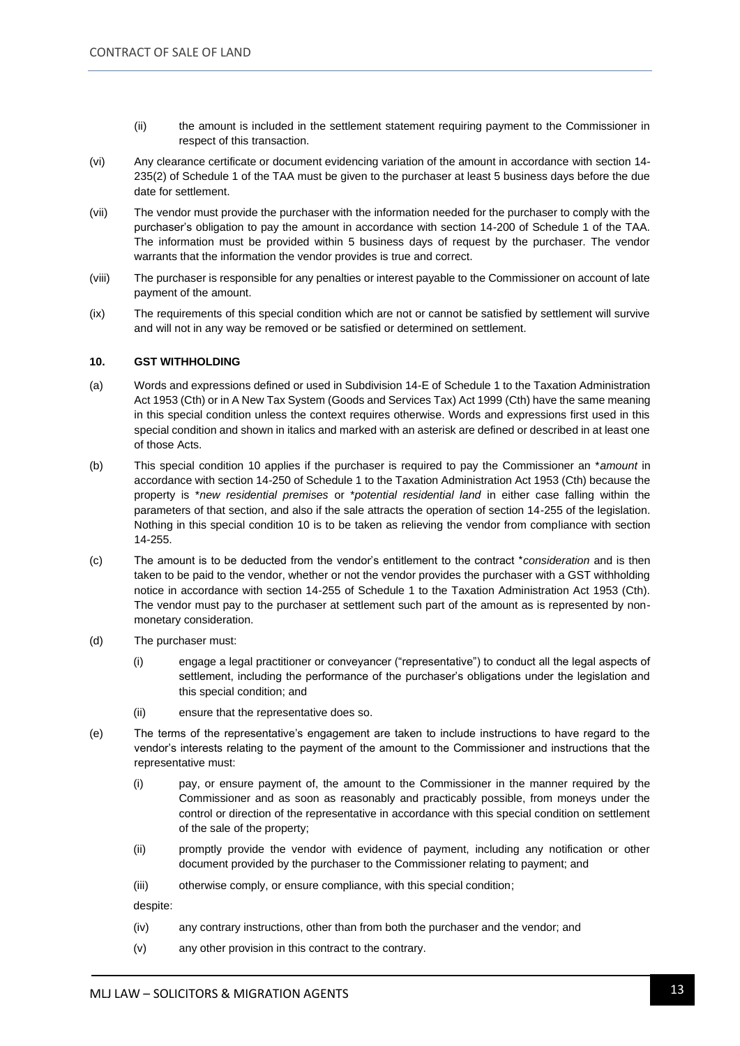(ii) the amount is included in the settlement statement requiring payment to the Commissioner in respect of this transaction.

(vi) Any clearance certificate or document evidencing variation of the amount in accordance with section 14-235(2) of Schedule 1 of the TAA must be given to the purchaser at least 5 business days before the due date for settlement.

(vii) The vendor must provide the purchaser with the information needed for the purchaser to comply with the purchaser's obligation to pay the amount in accordance with section 14-200 of Schedule 1 of the TAA. The information must be provided within 5 business days of request by the purchaser. The vendor warrants that the information the vendor provides is true and correct.

(viii) The purchaser is responsible for any penalties or interest payable to the Commissioner on account of late payment of the amount.

(ix) The requirements of this special condition which are not or cannot be satisfied by settlement will survive and will not in any way be removed or be satisfied or determined on settlement.

#### 10. GST WITHHOLDING

(a) Words and expressions defined or used in Subdivision 14-E of Schedule 1 to the Taxation Administration Act 1953 (Cth) or in A New Tax System (Goods and Services Tax) Act 1999 (Cth) have the same meaning in this special condition unless the context requires otherwise. Words and expressions first used in this special condition and shown in italics and marked with an asterisk are defined or described in at least one of those Acts.

(b) This special condition 10 applies if the purchaser is required to pay the Commissioner an **amount* in accordance with section 14-250 of Schedule 1 to the Taxation Administration Act 1953 (Cth) because the property is **new residential premises* or **potential residential land* in either case falling within the parameters of that section, and also if the sale attracts the operation of section 14-255 of the legislation. Nothing in this special condition 10 is to be taken as relieving the vendor from compliance with section 14-255.

(c) The amount is to be deducted from the vendor's entitlement to the contract **consideration* and is then taken to be paid to the vendor, whether or not the vendor provides the purchaser with a GST withholding notice in accordance with section 14-255 of Schedule 1 to the Taxation Administration Act 1953 (Cth). The vendor must pay to the purchaser at settlement such part of the amount as is represented by non-monetary consideration.

(d) The purchaser must:

(i) engage a legal practitioner or conveyancer ("representative") to conduct all the legal aspects of settlement, including the performance of the purchaser's obligations under the legislation and this special condition; and

(ii) ensure that the representative does so.

(e) The terms of the representative's engagement are taken to include instructions to have regard to the vendor's interests relating to the payment of the amount to the Commissioner and instructions that the representative must:

(i) pay, or ensure payment of, the amount to the Commissioner in the manner required by the Commissioner and as soon as reasonably and practicably possible, from moneys under the control or direction of the representative in accordance with this special condition on settlement of the sale of the property;

(ii) promptly provide the vendor with evidence of payment, including any notification or other document provided by the purchaser to the Commissioner relating to payment; and

(iii) otherwise comply, or ensure compliance, with this special condition;

despite:

(iv) any contrary instructions, other than from both the purchaser and the vendor; and

(v) any other provision in this contract to the contrary.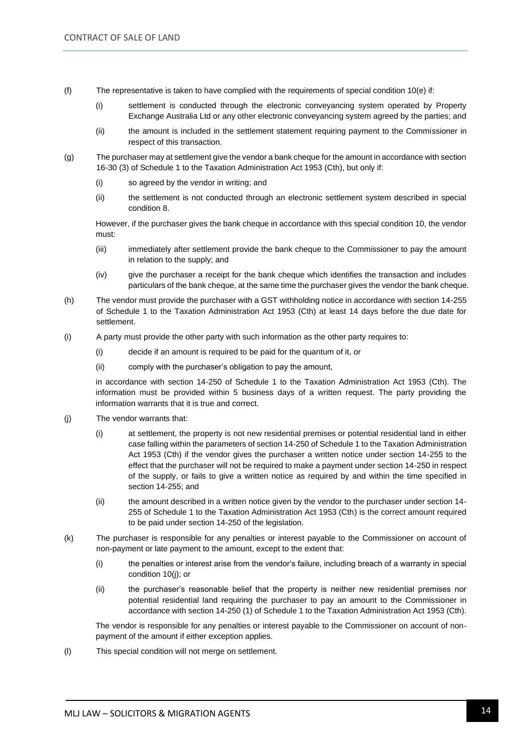(f) The representative is taken to have complied with the requirements of special condition 10(e) if:

(i) settlement is conducted through the electronic conveyancing system operated by Property Exchange Australia Ltd or any other electronic conveyancing system agreed by the parties; and

(ii) the amount is included in the settlement statement requiring payment to the Commissioner in respect of this transaction.

(g) The purchaser may at settlement give the vendor a bank cheque for the amount in accordance with section 16-30 (3) of Schedule 1 to the Taxation Administration Act 1953 (Cth), but only if:

(i) so agreed by the vendor in writing; and

(ii) the settlement is not conducted through an electronic settlement system described in special condition 8.

However, if the purchaser gives the bank cheque in accordance with this special condition 10, the vendor must:

(iii) immediately after settlement provide the bank cheque to the Commissioner to pay the amount in relation to the supply; and

(iv) give the purchaser a receipt for the bank cheque which identifies the transaction and includes particulars of the bank cheque, at the same time the purchaser gives the vendor the bank cheque.

(h) The vendor must provide the purchaser with a GST withholding notice in accordance with section 14-255 of Schedule 1 to the Taxation Administration Act 1953 (Cth) at least 14 days before the due date for settlement.

(i) A party must provide the other party with such information as the other party requires to:

(i) decide if an amount is required to be paid for the quantum of it, or

(ii) comply with the purchaser's obligation to pay the amount,

in accordance with section 14-250 of Schedule 1 to the Taxation Administration Act 1953 (Cth). The information must be provided within 5 business days of a written request. The party providing the information warrants that it is true and correct.

(j) The vendor warrants that:

(i) at settlement, the property is not new residential premises or potential residential land in either case falling within the parameters of section 14-250 of Schedule 1 to the Taxation Administration Act 1953 (Cth) if the vendor gives the purchaser a written notice under section 14-255 to the effect that the purchaser will not be required to make a payment under section 14-250 in respect of the supply, or fails to give a written notice as required by and within the time specified in section 14-255; and

(ii) the amount described in a written notice given by the vendor to the purchaser under section 14-255 of Schedule 1 to the Taxation Administration Act 1953 (Cth) is the correct amount required to be paid under section 14-250 of the legislation.

(k) The purchaser is responsible for any penalties or interest payable to the Commissioner on account of non-payment or late payment to the amount, except to the extent that:

(i) the penalties or interest arise from the vendor's failure, including breach of a warranty in special condition 10(j); or

(ii) the purchaser's reasonable belief that the property is neither new residential premises nor potential residential land requiring the purchaser to pay an amount to the Commissioner in accordance with section 14-250 (1) of Schedule 1 to the Taxation Administration Act 1953 (Cth).

The vendor is responsible for any penalties or interest payable to the Commissioner on account of non-payment of the amount if either exception applies.

(l) This special condition will not merge on settlement.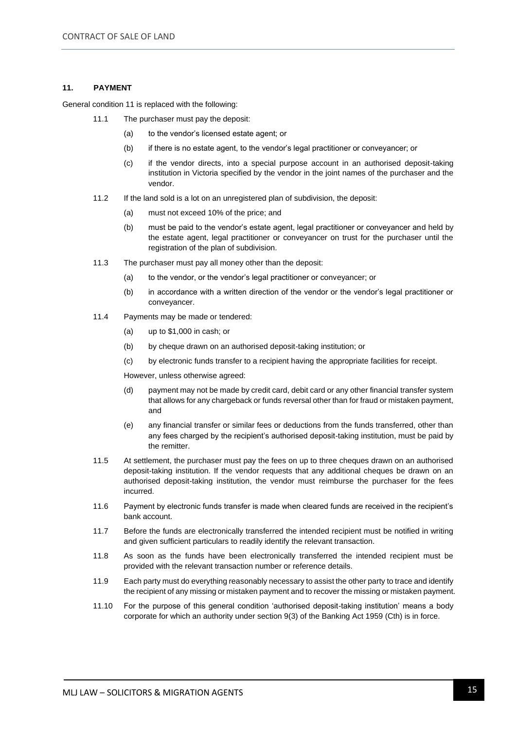## 11. PAYMENT

General condition 11 is replaced with the following:

11.1 The purchaser must pay the deposit:

(a) to the vendor's licensed estate agent; or

(b) if there is no estate agent, to the vendor's legal practitioner or conveyancer; or

(c) if the vendor directs, into a special purpose account in an authorised deposit-taking institution in Victoria specified by the vendor in the joint names of the purchaser and the vendor.

11.2 If the land sold is a lot on an unregistered plan of subdivision, the deposit:

(a) must not exceed 10% of the price; and

(b) must be paid to the vendor's estate agent, legal practitioner or conveyancer and held by the estate agent, legal practitioner or conveyancer on trust for the purchaser until the registration of the plan of subdivision.

11.3 The purchaser must pay all money other than the deposit:

(a) to the vendor, or the vendor's legal practitioner or conveyancer; or

(b) in accordance with a written direction of the vendor or the vendor's legal practitioner or conveyancer.

11.4 Payments may be made or tendered:

(a) up to $1,000 in cash; or

(b) by cheque drawn on an authorised deposit-taking institution; or

(c) by electronic funds transfer to a recipient having the appropriate facilities for receipt.

However, unless otherwise agreed:

(d) payment may not be made by credit card, debit card or any other financial transfer system that allows for any chargeback or funds reversal other than for fraud or mistaken payment, and

(e) any financial transfer or similar fees or deductions from the funds transferred, other than any fees charged by the recipient's authorised deposit-taking institution, must be paid by the remitter.

11.5 At settlement, the purchaser must pay the fees on up to three cheques drawn on an authorised deposit-taking institution. If the vendor requests that any additional cheques be drawn on an authorised deposit-taking institution, the vendor must reimburse the purchaser for the fees incurred.

11.6 Payment by electronic funds transfer is made when cleared funds are received in the recipient's bank account.

11.7 Before the funds are electronically transferred the intended recipient must be notified in writing and given sufficient particulars to readily identify the relevant transaction.

11.8 As soon as the funds have been electronically transferred the intended recipient must be provided with the relevant transaction number or reference details.

11.9 Each party must do everything reasonably necessary to assist the other party to trace and identify the recipient of any missing or mistaken payment and to recover the missing or mistaken payment.

11.10 For the purpose of this general condition 'authorised deposit-taking institution' means a body corporate for which an authority under section 9(3) of the Banking Act 1959 (Cth) is in force.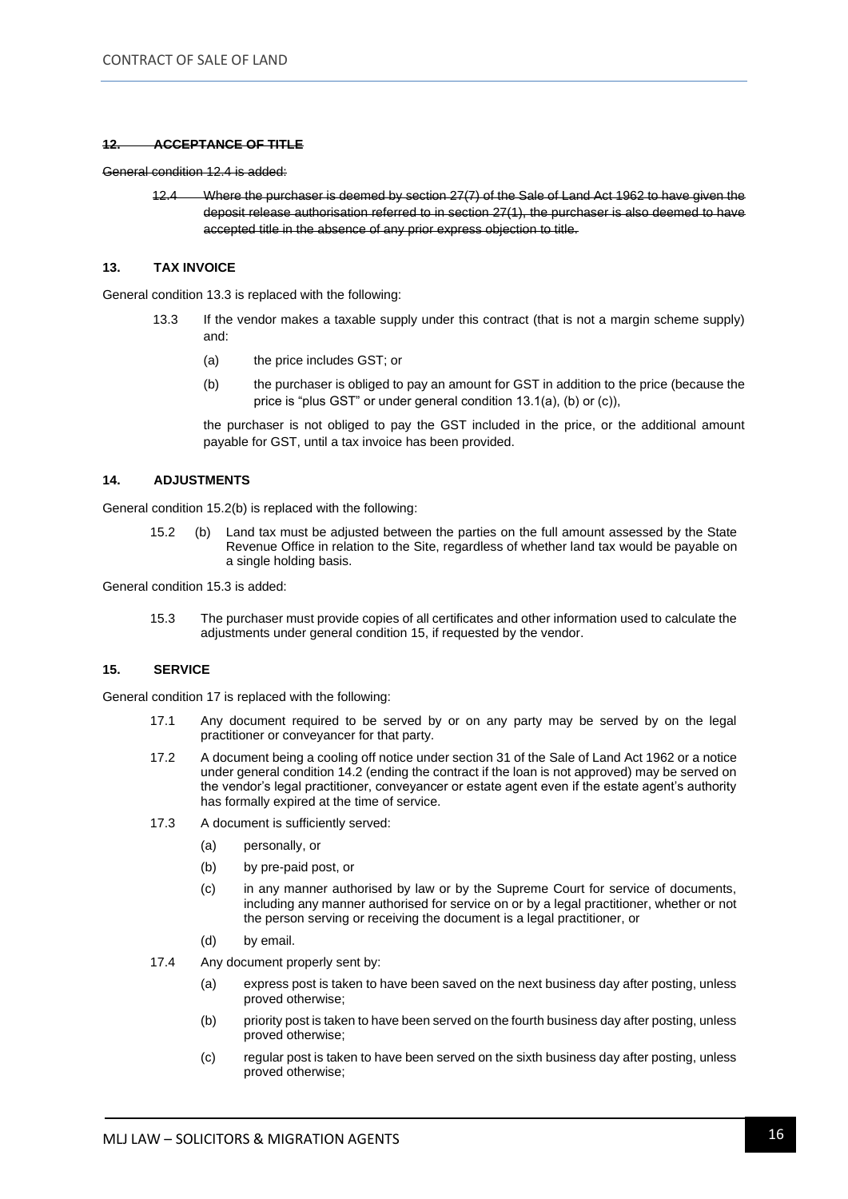## ~~12. ACCEPTANCE OF TITLE~~

~~General condition 12.4 is added:~~

> ~~12.4 Where the purchaser is deemed by section 27(7) of the Sale of Land Act 1962 to have given the deposit release authorisation referred to in section 27(1), the purchaser is also deemed to have accepted title in the absence of any prior express objection to title.~~

## 13. TAX INVOICE

General condition 13.3 is replaced with the following:

> 13.3 If the vendor makes a taxable supply under this contract (that is not a margin scheme supply) and:
>
> (a) the price includes GST; or
>
> (b) the purchaser is obliged to pay an amount for GST in addition to the price (because the price is "plus GST" or under general condition 13.1(a), (b) or (c)),
>
> the purchaser is not obliged to pay the GST included in the price, or the additional amount payable for GST, until a tax invoice has been provided.

## 14. ADJUSTMENTS

General condition 15.2(b) is replaced with the following:

> 15.2 (b) Land tax must be adjusted between the parties on the full amount assessed by the State Revenue Office in relation to the Site, regardless of whether land tax would be payable on a single holding basis.

General condition 15.3 is added:

> 15.3 The purchaser must provide copies of all certificates and other information used to calculate the adjustments under general condition 15, if requested by the vendor.

## 15. SERVICE

General condition 17 is replaced with the following:

> 17.1 Any document required to be served by or on any party may be served by on the legal practitioner or conveyancer for that party.
>
> 17.2 A document being a cooling off notice under section 31 of the Sale of Land Act 1962 or a notice under general condition 14.2 (ending the contract if the loan is not approved) may be served on the vendor's legal practitioner, conveyancer or estate agent even if the estate agent's authority has formally expired at the time of service.
>
> 17.3 A document is sufficiently served:
>
> (a) personally, or
>
> (b) by pre-paid post, or
>
> (c) in any manner authorised by law or by the Supreme Court for service of documents, including any manner authorised for service on or by a legal practitioner, whether or not the person serving or receiving the document is a legal practitioner, or
>
> (d) by email.
>
> 17.4 Any document properly sent by:
>
> (a) express post is taken to have been saved on the next business day after posting, unless proved otherwise;
>
> (b) priority post is taken to have been served on the fourth business day after posting, unless proved otherwise;
>
> (c) regular post is taken to have been served on the sixth business day after posting, unless proved otherwise;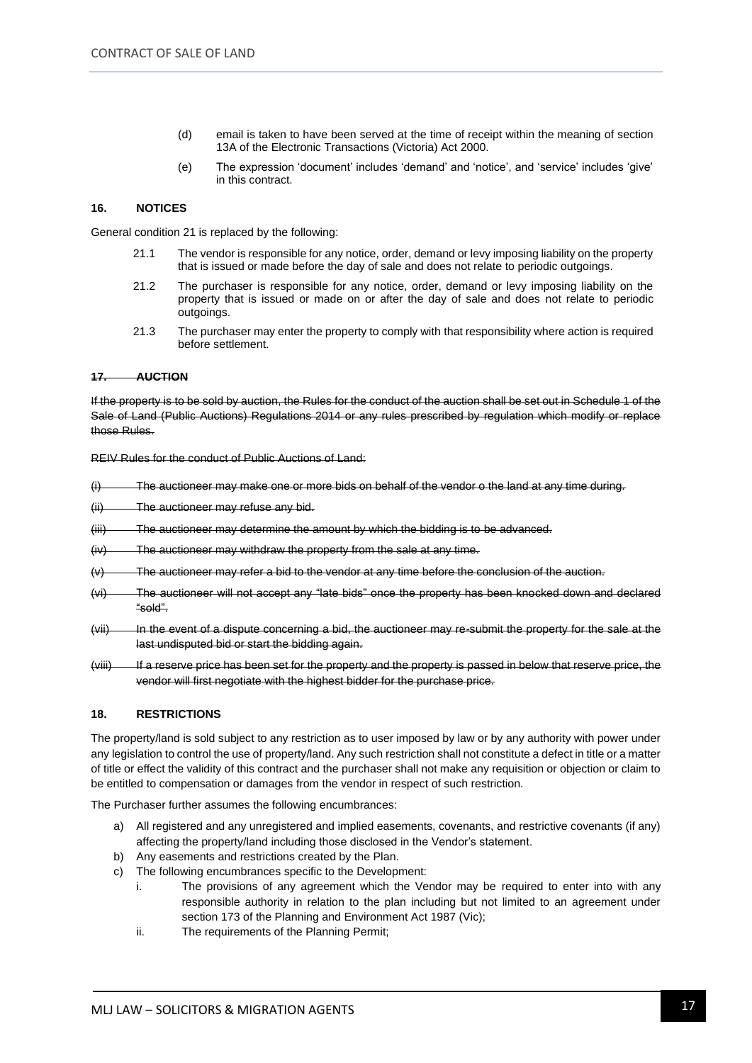(d) email is taken to have been served at the time of receipt within the meaning of section 13A of the Electronic Transactions (Victoria) Act 2000.

(e) The expression 'document' includes 'demand' and 'notice', and 'service' includes 'give' in this contract.

### 16. NOTICES

General condition 21 is replaced by the following:

21.1 The vendor is responsible for any notice, order, demand or levy imposing liability on the property that is issued or made before the day of sale and does not relate to periodic outgoings.

21.2 The purchaser is responsible for any notice, order, demand or levy imposing liability on the property that is issued or made on or after the day of sale and does not relate to periodic outgoings.

21.3 The purchaser may enter the property to comply with that responsibility where action is required before settlement.

### ~~17. AUCTION~~

~~If the property is to be sold by auction, the Rules for the conduct of the auction shall be set out in Schedule 1 of the Sale of Land (Public Auctions) Regulations 2014 or any rules prescribed by regulation which modify or replace those Rules.~~

~~REIV Rules for the conduct of Public Auctions of Land:~~

~~(i) The auctioneer may make one or more bids on behalf of the vendor o the land at any time during.~~

~~(ii) The auctioneer may refuse any bid.~~

~~(iii) The auctioneer may determine the amount by which the bidding is to be advanced.~~

~~(iv) The auctioneer may withdraw the property from the sale at any time.~~

~~(v) The auctioneer may refer a bid to the vendor at any time before the conclusion of the auction.~~

~~(vi) The auctioneer will not accept any "late bids" once the property has been knocked down and declared "sold".~~

~~(vii) In the event of a dispute concerning a bid, the auctioneer may re-submit the property for the sale at the last undisputed bid or start the bidding again.~~

~~(viii) If a reserve price has been set for the property and the property is passed in below that reserve price, the vendor will first negotiate with the highest bidder for the purchase price.~~

### 18. RESTRICTIONS

The property/land is sold subject to any restriction as to user imposed by law or by any authority with power under any legislation to control the use of property/land. Any such restriction shall not constitute a defect in title or a matter of title or effect the validity of this contract and the purchaser shall not make any requisition or objection or claim to be entitled to compensation or damages from the vendor in respect of such restriction.

The Purchaser further assumes the following encumbrances:

a) All registered and any unregistered and implied easements, covenants, and restrictive covenants (if any) affecting the property/land including those disclosed in the Vendor's statement.
b) Any easements and restrictions created by the Plan.
c) The following encumbrances specific to the Development:
   i. The provisions of any agreement which the Vendor may be required to enter into with any responsible authority in relation to the plan including but not limited to an agreement under section 173 of the Planning and Environment Act 1987 (Vic);
   ii. The requirements of the Planning Permit;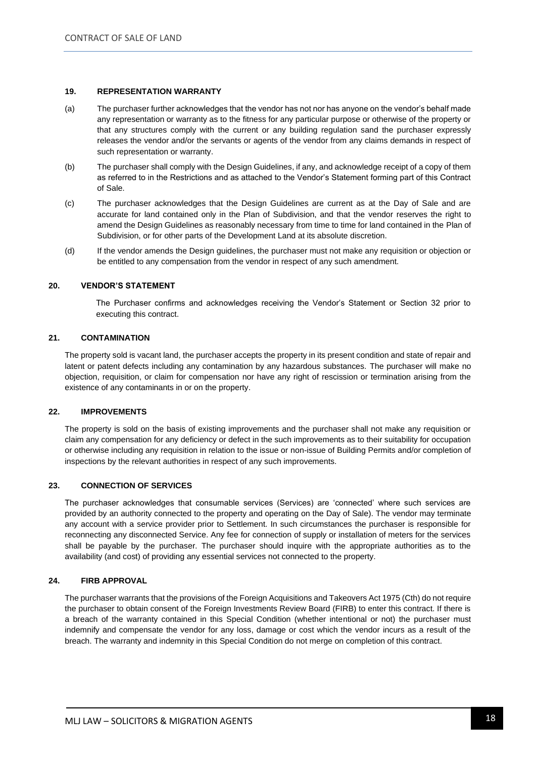### 19. REPRESENTATION WARRANTY

(a) The purchaser further acknowledges that the vendor has not nor has anyone on the vendor's behalf made any representation or warranty as to the fitness for any particular purpose or otherwise of the property or that any structures comply with the current or any building regulation sand the purchaser expressly releases the vendor and/or the servants or agents of the vendor from any claims demands in respect of such representation or warranty.

(b) The purchaser shall comply with the Design Guidelines, if any, and acknowledge receipt of a copy of them as referred to in the Restrictions and as attached to the Vendor's Statement forming part of this Contract of Sale.

(c) The purchaser acknowledges that the Design Guidelines are current as at the Day of Sale and are accurate for land contained only in the Plan of Subdivision, and that the vendor reserves the right to amend the Design Guidelines as reasonably necessary from time to time for land contained in the Plan of Subdivision, or for other parts of the Development Land at its absolute discretion.

(d) If the vendor amends the Design guidelines, the purchaser must not make any requisition or objection or be entitled to any compensation from the vendor in respect of any such amendment.

### 20. VENDOR'S STATEMENT

The Purchaser confirms and acknowledges receiving the Vendor's Statement or Section 32 prior to executing this contract.

### 21. CONTAMINATION

The property sold is vacant land, the purchaser accepts the property in its present condition and state of repair and latent or patent defects including any contamination by any hazardous substances. The purchaser will make no objection, requisition, or claim for compensation nor have any right of rescission or termination arising from the existence of any contaminants in or on the property.

### 22. IMPROVEMENTS

The property is sold on the basis of existing improvements and the purchaser shall not make any requisition or claim any compensation for any deficiency or defect in the such improvements as to their suitability for occupation or otherwise including any requisition in relation to the issue or non-issue of Building Permits and/or completion of inspections by the relevant authorities in respect of any such improvements.

### 23. CONNECTION OF SERVICES

The purchaser acknowledges that consumable services (Services) are 'connected' where such services are provided by an authority connected to the property and operating on the Day of Sale). The vendor may terminate any account with a service provider prior to Settlement. In such circumstances the purchaser is responsible for reconnecting any disconnected Service. Any fee for connection of supply or installation of meters for the services shall be payable by the purchaser. The purchaser should inquire with the appropriate authorities as to the availability (and cost) of providing any essential services not connected to the property.

### 24. FIRB APPROVAL

The purchaser warrants that the provisions of the Foreign Acquisitions and Takeovers Act 1975 (Cth) do not require the purchaser to obtain consent of the Foreign Investments Review Board (FIRB) to enter this contract. If there is a breach of the warranty contained in this Special Condition (whether intentional or not) the purchaser must indemnify and compensate the vendor for any loss, damage or cost which the vendor incurs as a result of the breach. The warranty and indemnity in this Special Condition do not merge on completion of this contract.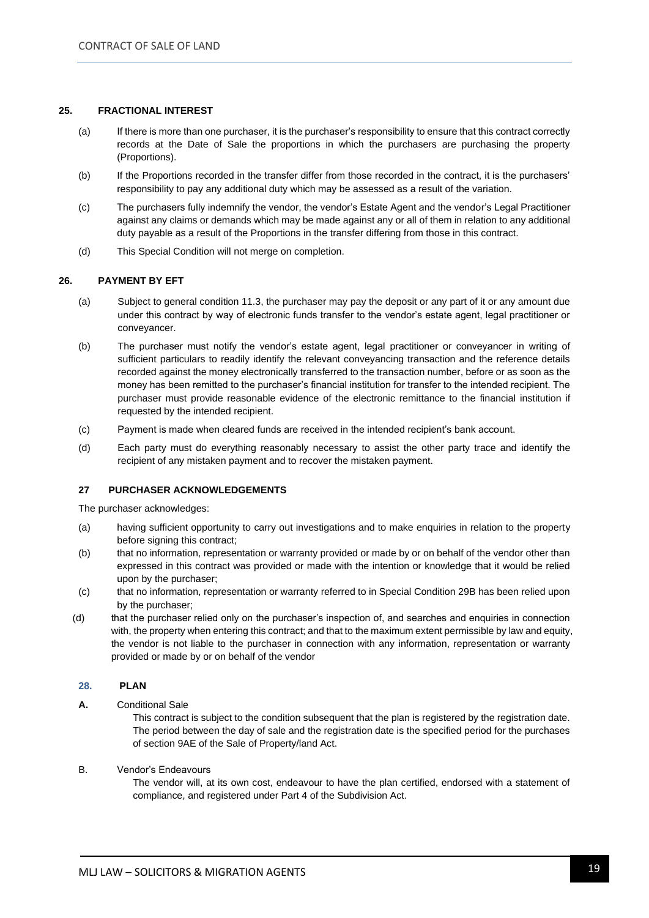## 25. FRACTIONAL INTEREST

(a) If there is more than one purchaser, it is the purchaser's responsibility to ensure that this contract correctly records at the Date of Sale the proportions in which the purchasers are purchasing the property (Proportions).

(b) If the Proportions recorded in the transfer differ from those recorded in the contract, it is the purchasers' responsibility to pay any additional duty which may be assessed as a result of the variation.

(c) The purchasers fully indemnify the vendor, the vendor's Estate Agent and the vendor's Legal Practitioner against any claims or demands which may be made against any or all of them in relation to any additional duty payable as a result of the Proportions in the transfer differing from those in this contract.

(d) This Special Condition will not merge on completion.

## 26. PAYMENT BY EFT

(a) Subject to general condition 11.3, the purchaser may pay the deposit or any part of it or any amount due under this contract by way of electronic funds transfer to the vendor's estate agent, legal practitioner or conveyancer.

(b) The purchaser must notify the vendor's estate agent, legal practitioner or conveyancer in writing of sufficient particulars to readily identify the relevant conveyancing transaction and the reference details recorded against the money electronically transferred to the transaction number, before or as soon as the money has been remitted to the purchaser's financial institution for transfer to the intended recipient. The purchaser must provide reasonable evidence of the electronic remittance to the financial institution if requested by the intended recipient.

(c) Payment is made when cleared funds are received in the intended recipient's bank account.

(d) Each party must do everything reasonably necessary to assist the other party trace and identify the recipient of any mistaken payment and to recover the mistaken payment.

## 27 PURCHASER ACKNOWLEDGEMENTS

The purchaser acknowledges:

(a) having sufficient opportunity to carry out investigations and to make enquiries in relation to the property before signing this contract;

(b) that no information, representation or warranty provided or made by or on behalf of the vendor other than expressed in this contract was provided or made with the intention or knowledge that it would be relied upon by the purchaser;

(c) that no information, representation or warranty referred to in Special Condition 29B has been relied upon by the purchaser;

(d) that the purchaser relied only on the purchaser's inspection of, and searches and enquiries in connection with, the property when entering this contract; and that to the maximum extent permissible by law and equity, the vendor is not liable to the purchaser in connection with any information, representation or warranty provided or made by or on behalf of the vendor

## 28. PLAN

**A.** Conditional Sale

This contract is subject to the condition subsequent that the plan is registered by the registration date. The period between the day of sale and the registration date is the specified period for the purchases of section 9AE of the Sale of Property/land Act.

B. Vendor's Endeavours

The vendor will, at its own cost, endeavour to have the plan certified, endorsed with a statement of compliance, and registered under Part 4 of the Subdivision Act.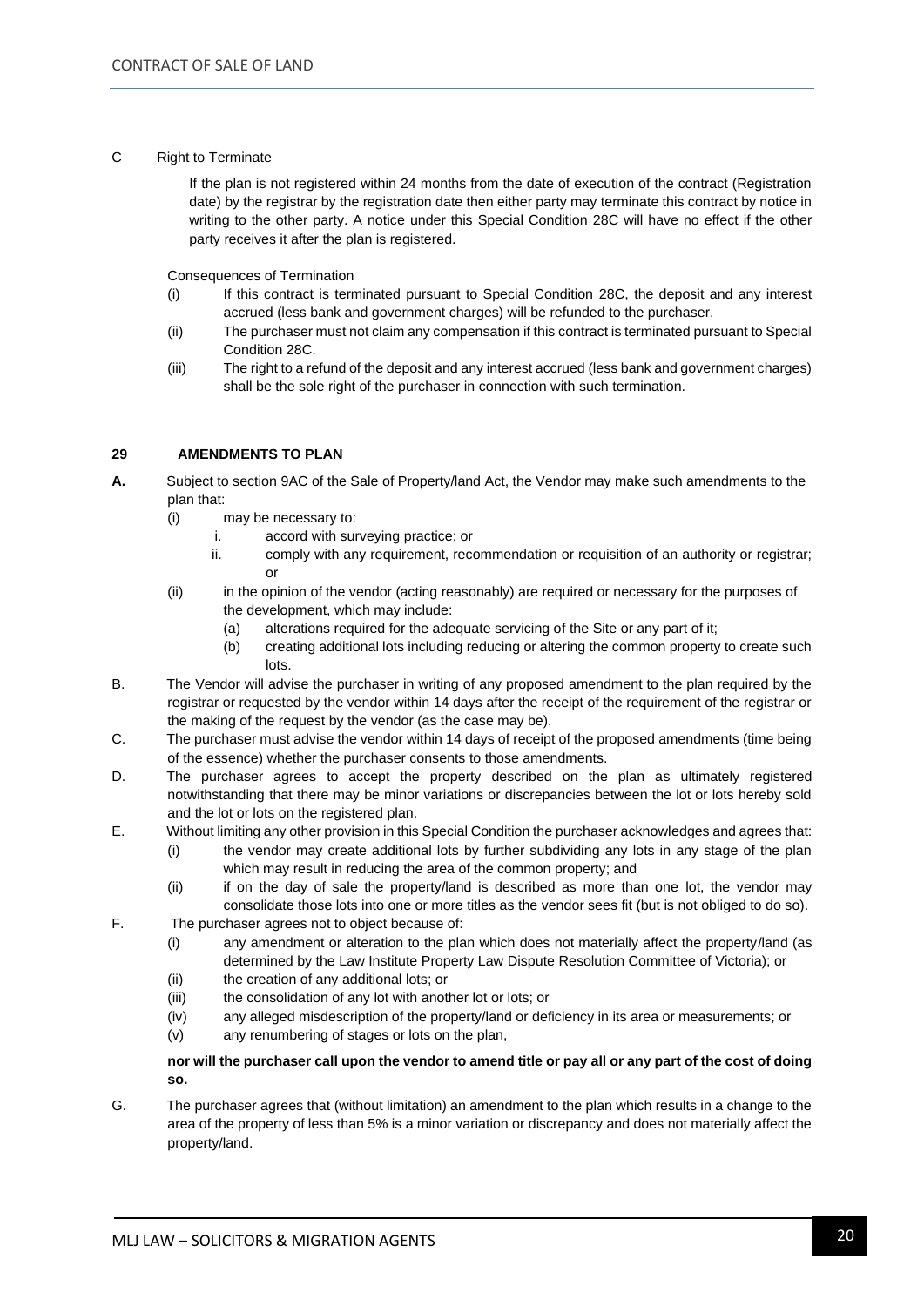C Right to Terminate

If the plan is not registered within 24 months from the date of execution of the contract (Registration date) by the registrar by the registration date then either party may terminate this contract by notice in writing to the other party. A notice under this Special Condition 28C will have no effect if the other party receives it after the plan is registered.

Consequences of Termination

(i) If this contract is terminated pursuant to Special Condition 28C, the deposit and any interest accrued (less bank and government charges) will be refunded to the purchaser.

(ii) The purchaser must not claim any compensation if this contract is terminated pursuant to Special Condition 28C.

(iii) The right to a refund of the deposit and any interest accrued (less bank and government charges) shall be the sole right of the purchaser in connection with such termination.

**29 AMENDMENTS TO PLAN**

**A.** Subject to section 9AC of the Sale of Property/land Act, the Vendor may make such amendments to the plan that:

(i) may be necessary to:

i. accord with surveying practice; or

ii. comply with any requirement, recommendation or requisition of an authority or registrar; or

(ii) in the opinion of the vendor (acting reasonably) are required or necessary for the purposes of the development, which may include:

(a) alterations required for the adequate servicing of the Site or any part of it;

(b) creating additional lots including reducing or altering the common property to create such lots.

B. The Vendor will advise the purchaser in writing of any proposed amendment to the plan required by the registrar or requested by the vendor within 14 days after the receipt of the requirement of the registrar or the making of the request by the vendor (as the case may be).

C. The purchaser must advise the vendor within 14 days of receipt of the proposed amendments (time being of the essence) whether the purchaser consents to those amendments.

D. The purchaser agrees to accept the property described on the plan as ultimately registered notwithstanding that there may be minor variations or discrepancies between the lot or lots hereby sold and the lot or lots on the registered plan.

E. Without limiting any other provision in this Special Condition the purchaser acknowledges and agrees that:

(i) the vendor may create additional lots by further subdividing any lots in any stage of the plan which may result in reducing the area of the common property; and

(ii) if on the day of sale the property/land is described as more than one lot, the vendor may consolidate those lots into one or more titles as the vendor sees fit (but is not obliged to do so).

F. The purchaser agrees not to object because of:

(i) any amendment or alteration to the plan which does not materially affect the property/land (as determined by the Law Institute Property Law Dispute Resolution Committee of Victoria); or

(ii) the creation of any additional lots; or

(iii) the consolidation of any lot with another lot or lots; or

(iv) any alleged misdescription of the property/land or deficiency in its area or measurements; or

(v) any renumbering of stages or lots on the plan,

**nor will the purchaser call upon the vendor to amend title or pay all or any part of the cost of doing so.**

G. The purchaser agrees that (without limitation) an amendment to the plan which results in a change to the area of the property of less than 5% is a minor variation or discrepancy and does not materially affect the property/land.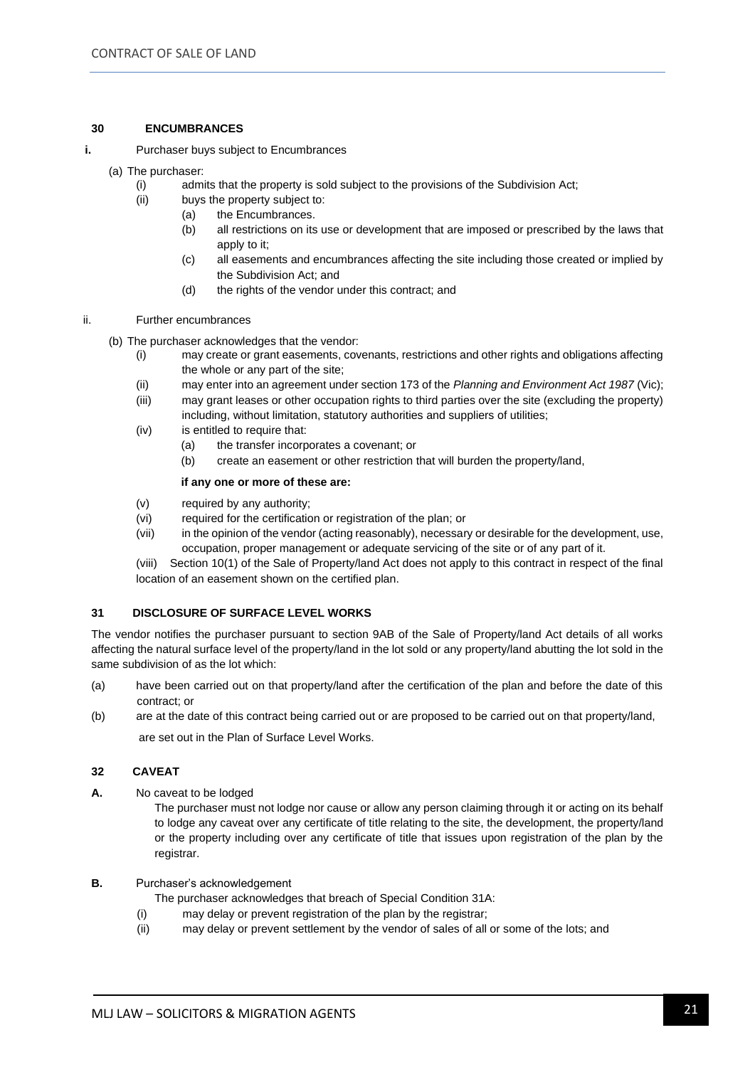### 30 ENCUMBRANCES

**i.** Purchaser buys subject to Encumbrances

(a) The purchaser:

- (i) admits that the property is sold subject to the provisions of the Subdivision Act;
- (ii) buys the property subject to:
  - (a) the Encumbrances.
  - (b) all restrictions on its use or development that are imposed or prescribed by the laws that apply to it;
  - (c) all easements and encumbrances affecting the site including those created or implied by the Subdivision Act; and
  - (d) the rights of the vendor under this contract; and

ii. Further encumbrances

(b) The purchaser acknowledges that the vendor:

- (i) may create or grant easements, covenants, restrictions and other rights and obligations affecting the whole or any part of the site;
- (ii) may enter into an agreement under section 173 of the *Planning and Environment Act 1987* (Vic);
- (iii) may grant leases or other occupation rights to third parties over the site (excluding the property) including, without limitation, statutory authorities and suppliers of utilities;
- (iv) is entitled to require that:
  - (a) the transfer incorporates a covenant; or
  - (b) create an easement or other restriction that will burden the property/land,

  **if any one or more of these are:**
- (v) required by any authority;
- (vi) required for the certification or registration of the plan; or
- (vii) in the opinion of the vendor (acting reasonably), necessary or desirable for the development, use, occupation, proper management or adequate servicing of the site or of any part of it.

(viii) Section 10(1) of the Sale of Property/land Act does not apply to this contract in respect of the final location of an easement shown on the certified plan.

### 31 DISCLOSURE OF SURFACE LEVEL WORKS

The vendor notifies the purchaser pursuant to section 9AB of the Sale of Property/land Act details of all works affecting the natural surface level of the property/land in the lot sold or any property/land abutting the lot sold in the same subdivision of as the lot which:

(a) have been carried out on that property/land after the certification of the plan and before the date of this contract; or

(b) are at the date of this contract being carried out or are proposed to be carried out on that property/land,

are set out in the Plan of Surface Level Works.

### 32 CAVEAT

**A.** No caveat to be lodged

The purchaser must not lodge nor cause or allow any person claiming through it or acting on its behalf to lodge any caveat over any certificate of title relating to the site, the development, the property/land or the property including over any certificate of title that issues upon registration of the plan by the registrar.

**B.** Purchaser's acknowledgement

The purchaser acknowledges that breach of Special Condition 31A:

- (i) may delay or prevent registration of the plan by the registrar;
- (ii) may delay or prevent settlement by the vendor of sales of all or some of the lots; and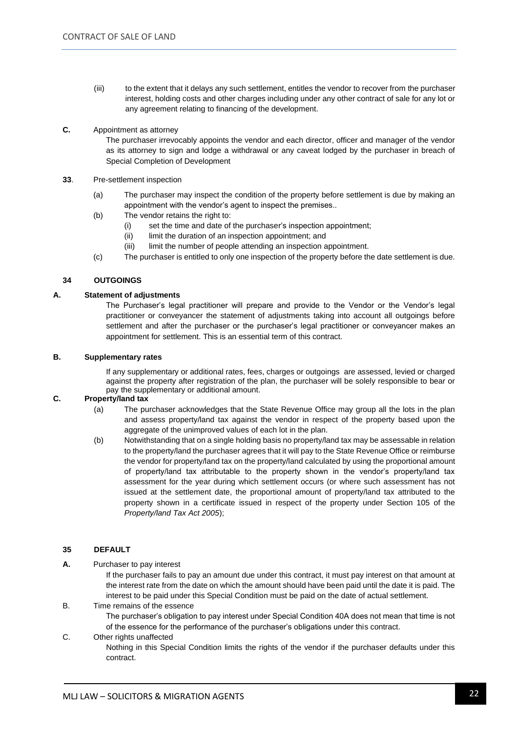(iii) to the extent that it delays any such settlement, entitles the vendor to recover from the purchaser interest, holding costs and other charges including under any other contract of sale for any lot or any agreement relating to financing of the development.

**C.** Appointment as attorney

The purchaser irrevocably appoints the vendor and each director, officer and manager of the vendor as its attorney to sign and lodge a withdrawal or any caveat lodged by the purchaser in breach of Special Completion of Development

**33**. Pre-settlement inspection

(a) The purchaser may inspect the condition of the property before settlement is due by making an appointment with the vendor's agent to inspect the premises..

(b) The vendor retains the right to:

(i) set the time and date of the purchaser's inspection appointment;

(ii) limit the duration of an inspection appointment; and

(iii) limit the number of people attending an inspection appointment.

(c) The purchaser is entitled to only one inspection of the property before the date settlement is due.

**34 OUTGOINGS**

**A. Statement of adjustments**

The Purchaser's legal practitioner will prepare and provide to the Vendor or the Vendor's legal practitioner or conveyancer the statement of adjustments taking into account all outgoings before settlement and after the purchaser or the purchaser's legal practitioner or conveyancer makes an appointment for settlement. This is an essential term of this contract.

**B. Supplementary rates**

If any supplementary or additional rates, fees, charges or outgoings are assessed, levied or charged against the property after registration of the plan, the purchaser will be solely responsible to bear or pay the supplementary or additional amount.

**C. Property/land tax**

(a) The purchaser acknowledges that the State Revenue Office may group all the lots in the plan and assess property/land tax against the vendor in respect of the property based upon the aggregate of the unimproved values of each lot in the plan.

(b) Notwithstanding that on a single holding basis no property/land tax may be assessable in relation to the property/land the purchaser agrees that it will pay to the State Revenue Office or reimburse the vendor for property/land tax on the property/land calculated by using the proportional amount of property/land tax attributable to the property shown in the vendor's property/land tax assessment for the year during which settlement occurs (or where such assessment has not issued at the settlement date, the proportional amount of property/land tax attributed to the property shown in a certificate issued in respect of the property under Section 105 of the *Property/land Tax Act 2005*);

**35 DEFAULT**

**A.** Purchaser to pay interest

If the purchaser fails to pay an amount due under this contract, it must pay interest on that amount at the interest rate from the date on which the amount should have been paid until the date it is paid. The interest to be paid under this Special Condition must be paid on the date of actual settlement.

B. Time remains of the essence

The purchaser's obligation to pay interest under Special Condition 40A does not mean that time is not of the essence for the performance of the purchaser's obligations under this contract.

C. Other rights unaffected

Nothing in this Special Condition limits the rights of the vendor if the purchaser defaults under this contract.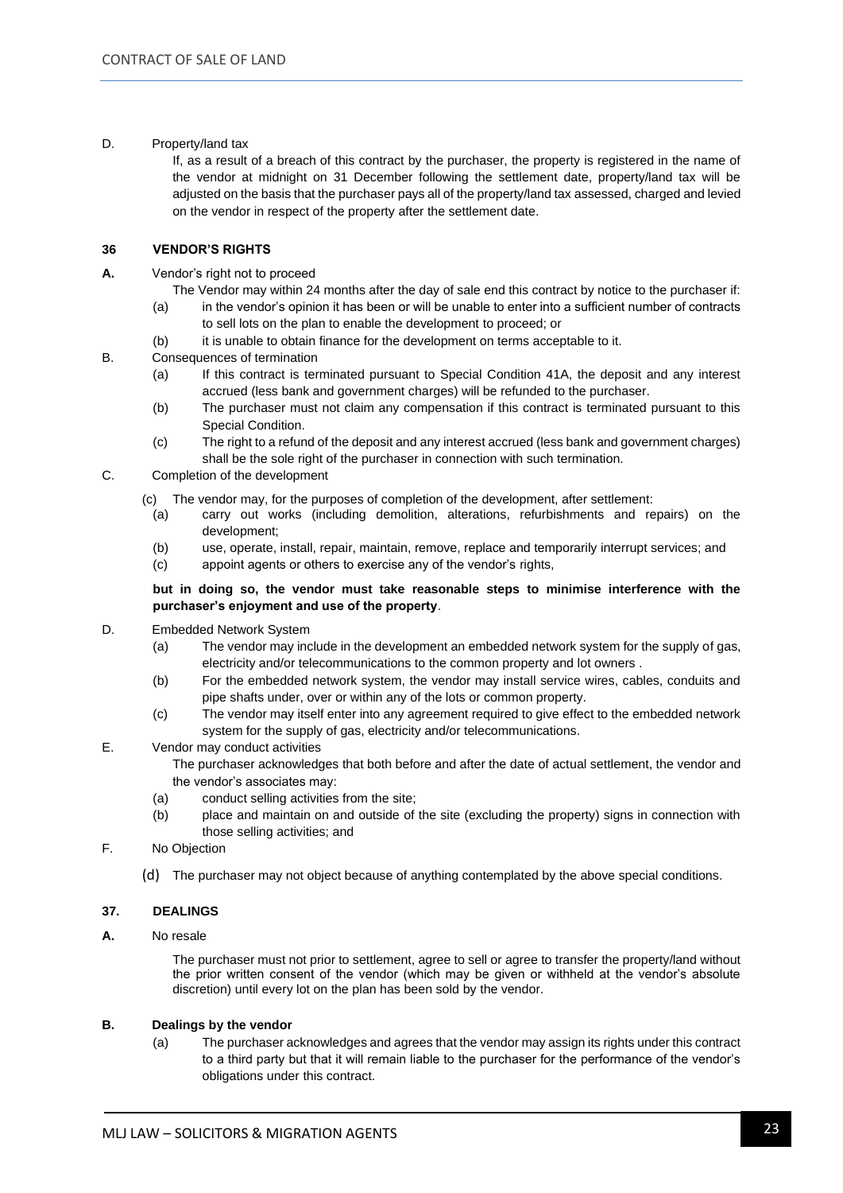D. Property/land tax

If, as a result of a breach of this contract by the purchaser, the property is registered in the name of the vendor at midnight on 31 December following the settlement date, property/land tax will be adjusted on the basis that the purchaser pays all of the property/land tax assessed, charged and levied on the vendor in respect of the property after the settlement date.

**36 VENDOR'S RIGHTS**

**A.** Vendor's right not to proceed

The Vendor may within 24 months after the day of sale end this contract by notice to the purchaser if:

(a) in the vendor's opinion it has been or will be unable to enter into a sufficient number of contracts to sell lots on the plan to enable the development to proceed; or

(b) it is unable to obtain finance for the development on terms acceptable to it.

B. Consequences of termination

(a) If this contract is terminated pursuant to Special Condition 41A, the deposit and any interest accrued (less bank and government charges) will be refunded to the purchaser.

(b) The purchaser must not claim any compensation if this contract is terminated pursuant to this Special Condition.

(c) The right to a refund of the deposit and any interest accrued (less bank and government charges) shall be the sole right of the purchaser in connection with such termination.

C. Completion of the development

(c) The vendor may, for the purposes of completion of the development, after settlement:

(a) carry out works (including demolition, alterations, refurbishments and repairs) on the development;

(b) use, operate, install, repair, maintain, remove, replace and temporarily interrupt services; and

(c) appoint agents or others to exercise any of the vendor's rights,

**but in doing so, the vendor must take reasonable steps to minimise interference with the purchaser's enjoyment and use of the property**.

D. Embedded Network System

(a) The vendor may include in the development an embedded network system for the supply of gas, electricity and/or telecommunications to the common property and lot owners .

(b) For the embedded network system, the vendor may install service wires, cables, conduits and pipe shafts under, over or within any of the lots or common property.

(c) The vendor may itself enter into any agreement required to give effect to the embedded network system for the supply of gas, electricity and/or telecommunications.

E. Vendor may conduct activities

The purchaser acknowledges that both before and after the date of actual settlement, the vendor and the vendor's associates may:

(a) conduct selling activities from the site;

(b) place and maintain on and outside of the site (excluding the property) signs in connection with those selling activities; and

F. No Objection

(d) The purchaser may not object because of anything contemplated by the above special conditions.

**37. DEALINGS**

**A.** No resale

The purchaser must not prior to settlement, agree to sell or agree to transfer the property/land without the prior written consent of the vendor (which may be given or withheld at the vendor's absolute discretion) until every lot on the plan has been sold by the vendor.

**B. Dealings by the vendor**

(a) The purchaser acknowledges and agrees that the vendor may assign its rights under this contract to a third party but that it will remain liable to the purchaser for the performance of the vendor's obligations under this contract.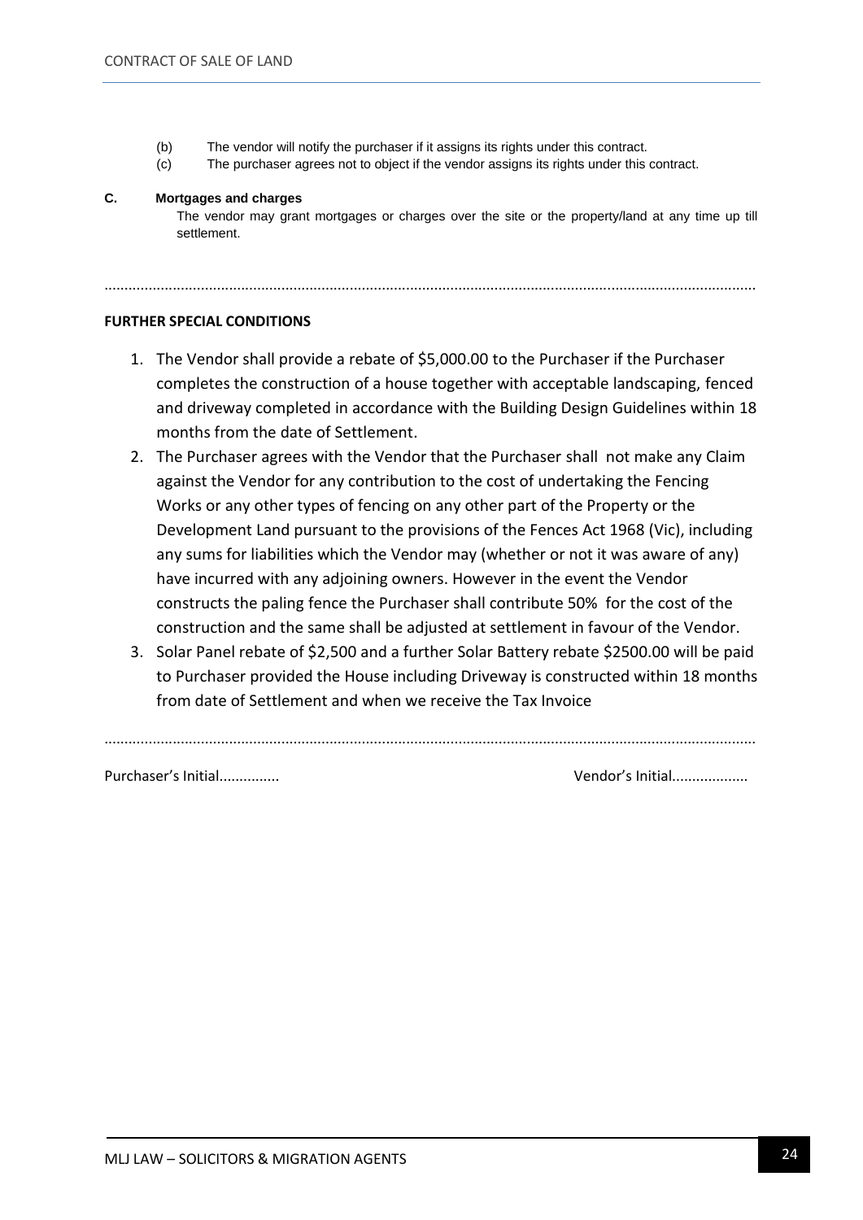(b) The vendor will notify the purchaser if it assigns its rights under this contract.

(c) The purchaser agrees not to object if the vendor assigns its rights under this contract.

**C. Mortgages and charges**

The vendor may grant mortgages or charges over the site or the property/land at any time up till settlement.

..............................................................................................................................................................

**FURTHER SPECIAL CONDITIONS**

1. The Vendor shall provide a rebate of $5,000.00 to the Purchaser if the Purchaser completes the construction of a house together with acceptable landscaping, fenced and driveway completed in accordance with the Building Design Guidelines within 18 months from the date of Settlement.
2. The Purchaser agrees with the Vendor that the Purchaser shall not make any Claim against the Vendor for any contribution to the cost of undertaking the Fencing Works or any other types of fencing on any other part of the Property or the Development Land pursuant to the provisions of the Fences Act 1968 (Vic), including any sums for liabilities which the Vendor may (whether or not it was aware of any) have incurred with any adjoining owners. However in the event the Vendor constructs the paling fence the Purchaser shall contribute 50% for the cost of the construction and the same shall be adjusted at settlement in favour of the Vendor.
3. Solar Panel rebate of $2,500 and a further Solar Battery rebate $2500.00 will be paid to Purchaser provided the House including Driveway is constructed within 18 months from date of Settlement and when we receive the Tax Invoice

..............................................................................................................................................................

Purchaser's Initial.............. Vendor's Initial..................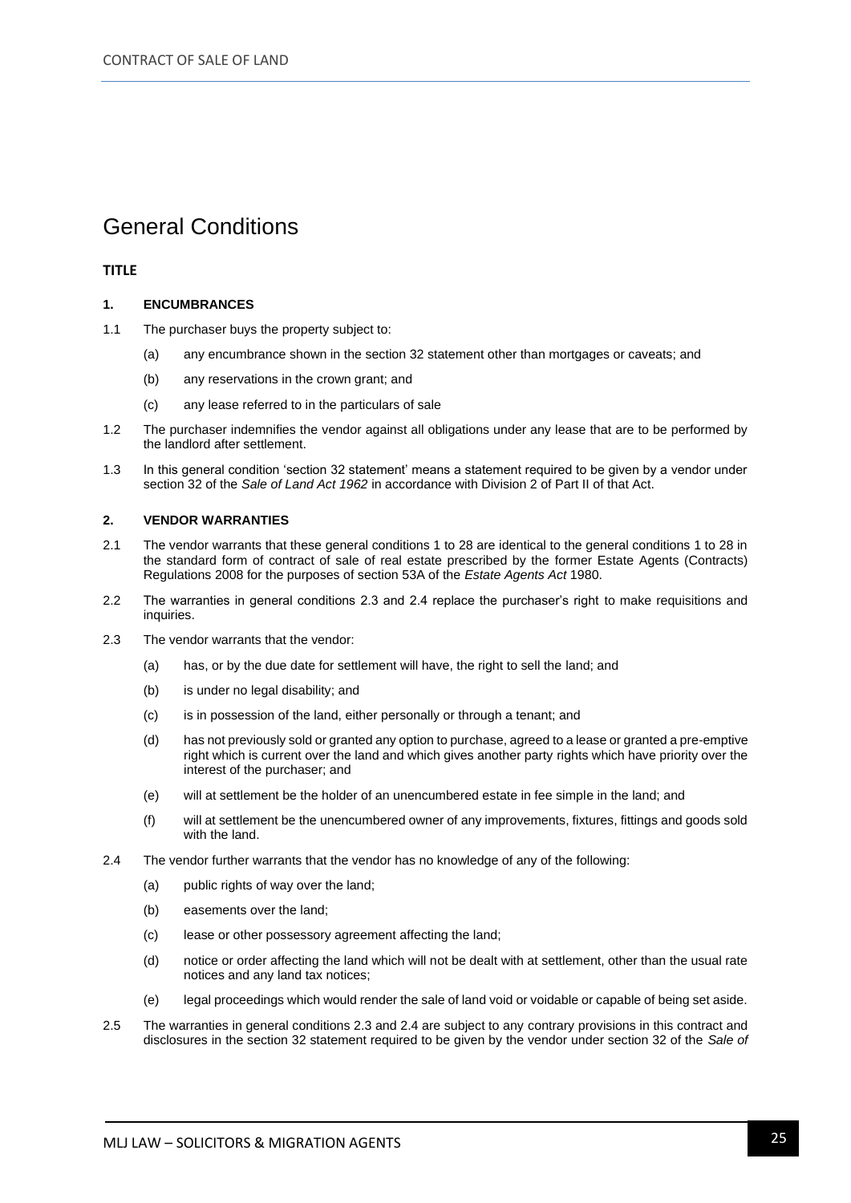# General Conditions

## TITLE

### 1. ENCUMBRANCES

1.1 The purchaser buys the property subject to:

- (a) any encumbrance shown in the section 32 statement other than mortgages or caveats; and
- (b) any reservations in the crown grant; and
- (c) any lease referred to in the particulars of sale

1.2 The purchaser indemnifies the vendor against all obligations under any lease that are to be performed by the landlord after settlement.

1.3 In this general condition 'section 32 statement' means a statement required to be given by a vendor under section 32 of the *Sale of Land Act 1962* in accordance with Division 2 of Part II of that Act.

### 2. VENDOR WARRANTIES

2.1 The vendor warrants that these general conditions 1 to 28 are identical to the general conditions 1 to 28 in the standard form of contract of sale of real estate prescribed by the former Estate Agents (Contracts) Regulations 2008 for the purposes of section 53A of the *Estate Agents Act* 1980.

2.2 The warranties in general conditions 2.3 and 2.4 replace the purchaser's right to make requisitions and inquiries.

2.3 The vendor warrants that the vendor:

- (a) has, or by the due date for settlement will have, the right to sell the land; and
- (b) is under no legal disability; and
- (c) is in possession of the land, either personally or through a tenant; and
- (d) has not previously sold or granted any option to purchase, agreed to a lease or granted a pre-emptive right which is current over the land and which gives another party rights which have priority over the interest of the purchaser; and
- (e) will at settlement be the holder of an unencumbered estate in fee simple in the land; and
- (f) will at settlement be the unencumbered owner of any improvements, fixtures, fittings and goods sold with the land.

2.4 The vendor further warrants that the vendor has no knowledge of any of the following:

- (a) public rights of way over the land;
- (b) easements over the land;
- (c) lease or other possessory agreement affecting the land;
- (d) notice or order affecting the land which will not be dealt with at settlement, other than the usual rate notices and any land tax notices;
- (e) legal proceedings which would render the sale of land void or voidable or capable of being set aside.

2.5 The warranties in general conditions 2.3 and 2.4 are subject to any contrary provisions in this contract and disclosures in the section 32 statement required to be given by the vendor under section 32 of the *Sale of*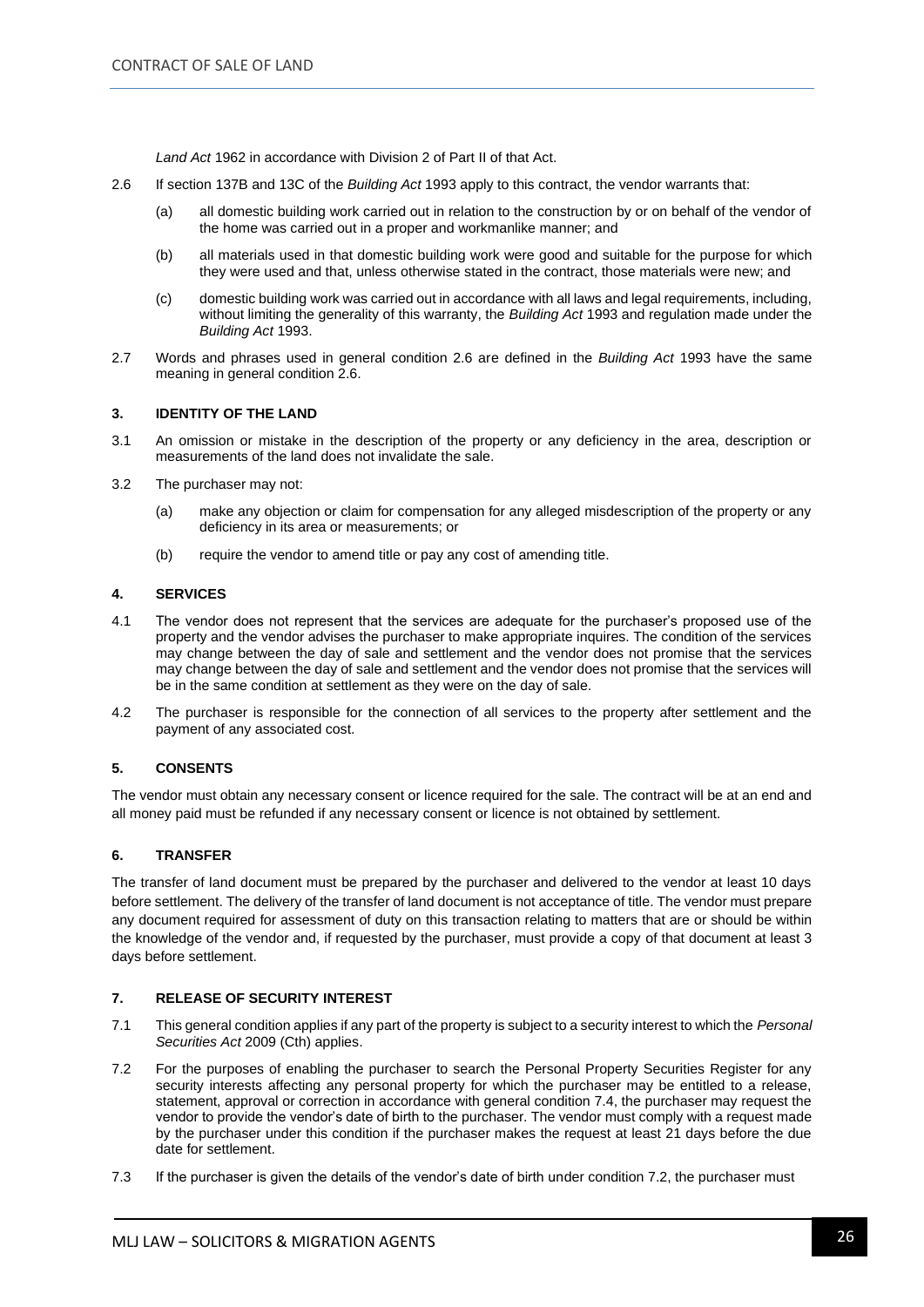*Land Act* 1962 in accordance with Division 2 of Part II of that Act.

2.6 If section 137B and 13C of the *Building Act* 1993 apply to this contract, the vendor warrants that:

   (a) all domestic building work carried out in relation to the construction by or on behalf of the vendor of the home was carried out in a proper and workmanlike manner; and

   (b) all materials used in that domestic building work were good and suitable for the purpose for which they were used and that, unless otherwise stated in the contract, those materials were new; and

   (c) domestic building work was carried out in accordance with all laws and legal requirements, including, without limiting the generality of this warranty, the *Building Act* 1993 and regulation made under the *Building Act* 1993.

2.7 Words and phrases used in general condition 2.6 are defined in the *Building Act* 1993 have the same meaning in general condition 2.6.

### 3. IDENTITY OF THE LAND

3.1 An omission or mistake in the description of the property or any deficiency in the area, description or measurements of the land does not invalidate the sale.

3.2 The purchaser may not:

   (a) make any objection or claim for compensation for any alleged misdescription of the property or any deficiency in its area or measurements; or

   (b) require the vendor to amend title or pay any cost of amending title.

### 4. SERVICES

4.1 The vendor does not represent that the services are adequate for the purchaser's proposed use of the property and the vendor advises the purchaser to make appropriate inquires. The condition of the services may change between the day of sale and settlement and the vendor does not promise that the services may change between the day of sale and settlement and the vendor does not promise that the services will be in the same condition at settlement as they were on the day of sale.

4.2 The purchaser is responsible for the connection of all services to the property after settlement and the payment of any associated cost.

### 5. CONSENTS

The vendor must obtain any necessary consent or licence required for the sale. The contract will be at an end and all money paid must be refunded if any necessary consent or licence is not obtained by settlement.

### 6. TRANSFER

The transfer of land document must be prepared by the purchaser and delivered to the vendor at least 10 days before settlement. The delivery of the transfer of land document is not acceptance of title. The vendor must prepare any document required for assessment of duty on this transaction relating to matters that are or should be within the knowledge of the vendor and, if requested by the purchaser, must provide a copy of that document at least 3 days before settlement.

### 7. RELEASE OF SECURITY INTEREST

7.1 This general condition applies if any part of the property is subject to a security interest to which the *Personal Securities Act* 2009 (Cth) applies.

7.2 For the purposes of enabling the purchaser to search the Personal Property Securities Register for any security interests affecting any personal property for which the purchaser may be entitled to a release, statement, approval or correction in accordance with general condition 7.4, the purchaser may request the vendor to provide the vendor's date of birth to the purchaser. The vendor must comply with a request made by the purchaser under this condition if the purchaser makes the request at least 21 days before the due date for settlement.

7.3 If the purchaser is given the details of the vendor's date of birth under condition 7.2, the purchaser must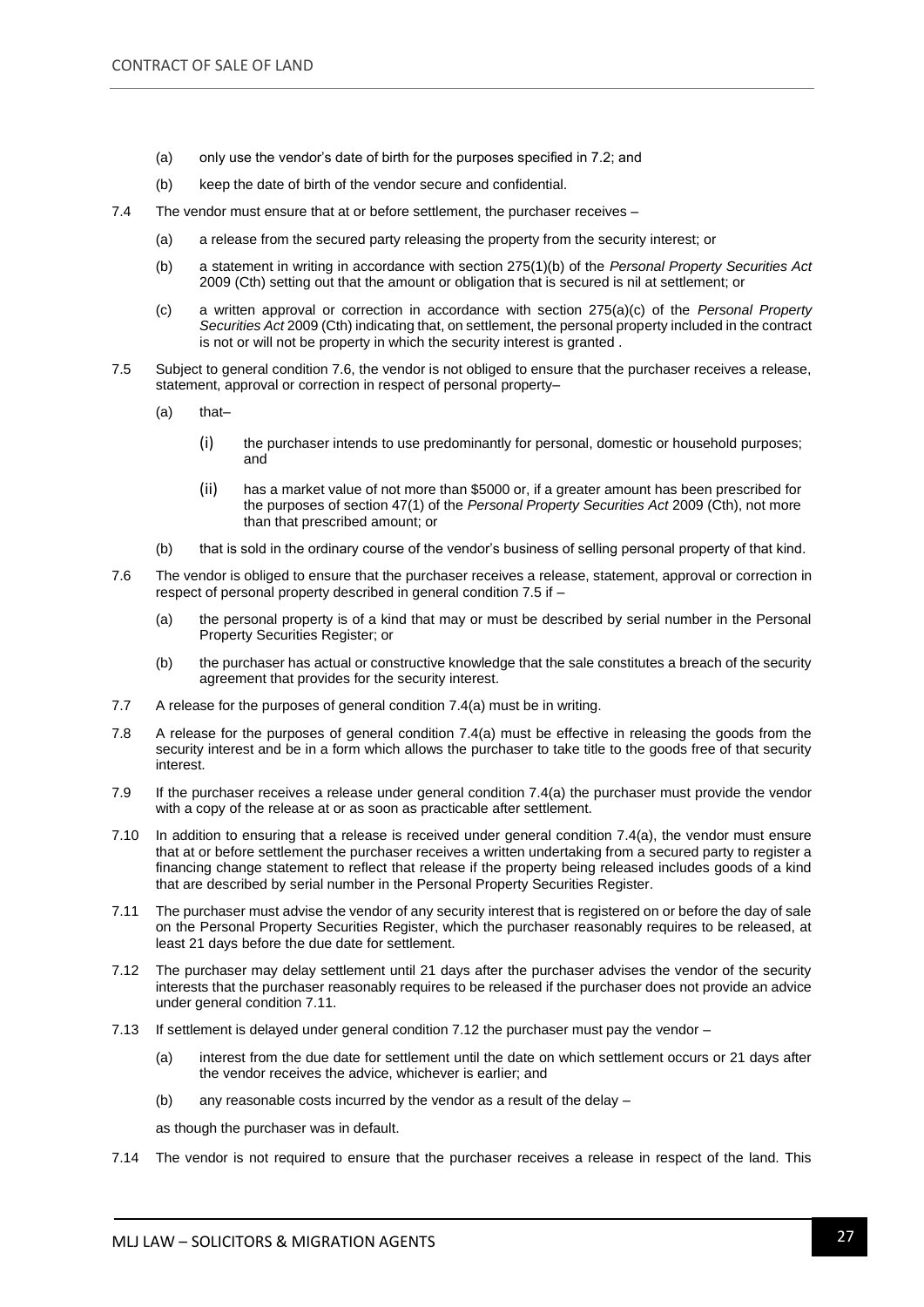(a) only use the vendor's date of birth for the purposes specified in 7.2; and

(b) keep the date of birth of the vendor secure and confidential.

7.4 The vendor must ensure that at or before settlement, the purchaser receives –

(a) a release from the secured party releasing the property from the security interest; or

(b) a statement in writing in accordance with section 275(1)(b) of the *Personal Property Securities Act* 2009 (Cth) setting out that the amount or obligation that is secured is nil at settlement; or

(c) a written approval or correction in accordance with section 275(a)(c) of the *Personal Property Securities Act* 2009 (Cth) indicating that, on settlement, the personal property included in the contract is not or will not be property in which the security interest is granted .

7.5 Subject to general condition 7.6, the vendor is not obliged to ensure that the purchaser receives a release, statement, approval or correction in respect of personal property–

(a) that–

(i) the purchaser intends to use predominantly for personal, domestic or household purposes; and

(ii) has a market value of not more than $5000 or, if a greater amount has been prescribed for the purposes of section 47(1) of the *Personal Property Securities Act* 2009 (Cth), not more than that prescribed amount; or

(b) that is sold in the ordinary course of the vendor's business of selling personal property of that kind.

7.6 The vendor is obliged to ensure that the purchaser receives a release, statement, approval or correction in respect of personal property described in general condition 7.5 if –

(a) the personal property is of a kind that may or must be described by serial number in the Personal Property Securities Register; or

(b) the purchaser has actual or constructive knowledge that the sale constitutes a breach of the security agreement that provides for the security interest.

7.7 A release for the purposes of general condition 7.4(a) must be in writing.

7.8 A release for the purposes of general condition 7.4(a) must be effective in releasing the goods from the security interest and be in a form which allows the purchaser to take title to the goods free of that security interest.

7.9 If the purchaser receives a release under general condition 7.4(a) the purchaser must provide the vendor with a copy of the release at or as soon as practicable after settlement.

7.10 In addition to ensuring that a release is received under general condition 7.4(a), the vendor must ensure that at or before settlement the purchaser receives a written undertaking from a secured party to register a financing change statement to reflect that release if the property being released includes goods of a kind that are described by serial number in the Personal Property Securities Register.

7.11 The purchaser must advise the vendor of any security interest that is registered on or before the day of sale on the Personal Property Securities Register, which the purchaser reasonably requires to be released, at least 21 days before the due date for settlement.

7.12 The purchaser may delay settlement until 21 days after the purchaser advises the vendor of the security interests that the purchaser reasonably requires to be released if the purchaser does not provide an advice under general condition 7.11.

7.13 If settlement is delayed under general condition 7.12 the purchaser must pay the vendor –

(a) interest from the due date for settlement until the date on which settlement occurs or 21 days after the vendor receives the advice, whichever is earlier; and

(b) any reasonable costs incurred by the vendor as a result of the delay –

as though the purchaser was in default.

7.14 The vendor is not required to ensure that the purchaser receives a release in respect of the land. This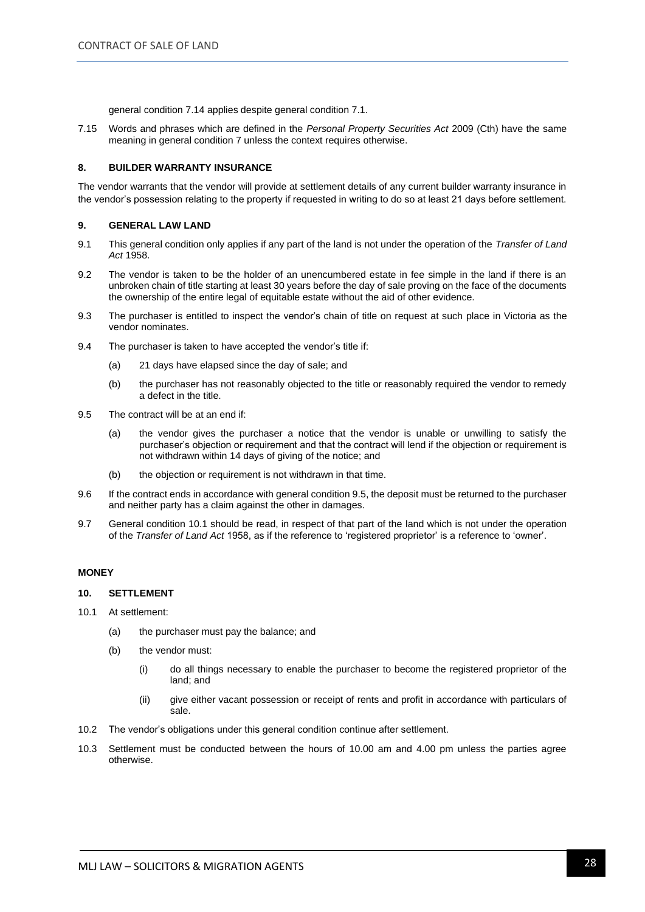general condition 7.14 applies despite general condition 7.1.

7.15 Words and phrases which are defined in the *Personal Property Securities Act* 2009 (Cth) have the same meaning in general condition 7 unless the context requires otherwise.

### 8. BUILDER WARRANTY INSURANCE

The vendor warrants that the vendor will provide at settlement details of any current builder warranty insurance in the vendor's possession relating to the property if requested in writing to do so at least 21 days before settlement.

### 9. GENERAL LAW LAND

9.1 This general condition only applies if any part of the land is not under the operation of the *Transfer of Land Act* 1958.

9.2 The vendor is taken to be the holder of an unencumbered estate in fee simple in the land if there is an unbroken chain of title starting at least 30 years before the day of sale proving on the face of the documents the ownership of the entire legal of equitable estate without the aid of other evidence.

9.3 The purchaser is entitled to inspect the vendor's chain of title on request at such place in Victoria as the vendor nominates.

9.4 The purchaser is taken to have accepted the vendor's title if:

- (a) 21 days have elapsed since the day of sale; and
- (b) the purchaser has not reasonably objected to the title or reasonably required the vendor to remedy a defect in the title.

9.5 The contract will be at an end if:

- (a) the vendor gives the purchaser a notice that the vendor is unable or unwilling to satisfy the purchaser's objection or requirement and that the contract will lend if the objection or requirement is not withdrawn within 14 days of giving of the notice; and
- (b) the objection or requirement is not withdrawn in that time.

9.6 If the contract ends in accordance with general condition 9.5, the deposit must be returned to the purchaser and neither party has a claim against the other in damages.

9.7 General condition 10.1 should be read, in respect of that part of the land which is not under the operation of the *Transfer of Land Act* 1958, as if the reference to 'registered proprietor' is a reference to 'owner'.

## MONEY

### 10. SETTLEMENT

10.1 At settlement:

- (a) the purchaser must pay the balance; and
- (b) the vendor must:
  - (i) do all things necessary to enable the purchaser to become the registered proprietor of the land; and
  - (ii) give either vacant possession or receipt of rents and profit in accordance with particulars of sale.

10.2 The vendor's obligations under this general condition continue after settlement.

10.3 Settlement must be conducted between the hours of 10.00 am and 4.00 pm unless the parties agree otherwise.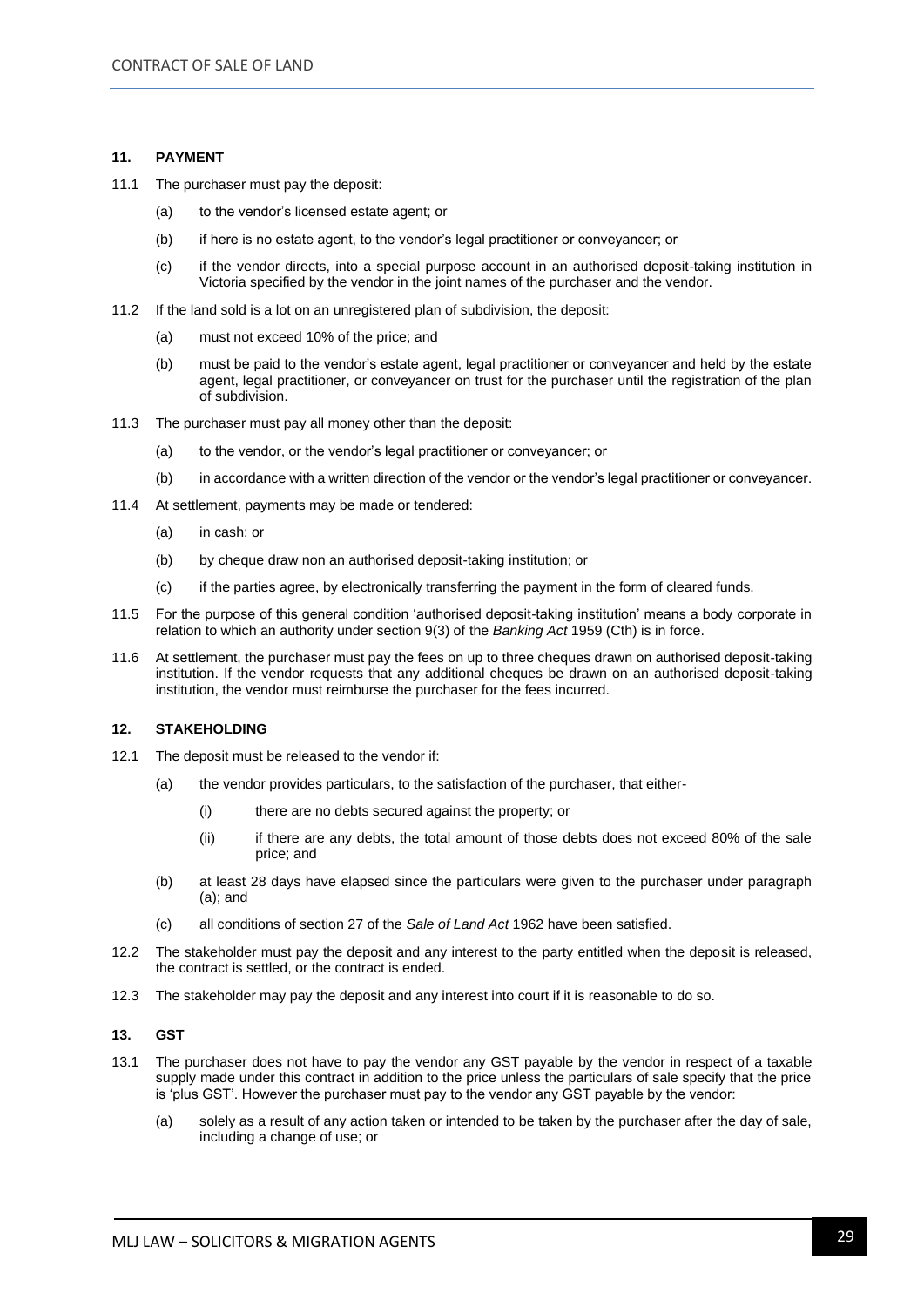### 11. PAYMENT

11.1 The purchaser must pay the deposit:

(a) to the vendor's licensed estate agent; or

(b) if here is no estate agent, to the vendor's legal practitioner or conveyancer; or

(c) if the vendor directs, into a special purpose account in an authorised deposit-taking institution in Victoria specified by the vendor in the joint names of the purchaser and the vendor.

11.2 If the land sold is a lot on an unregistered plan of subdivision, the deposit:

(a) must not exceed 10% of the price; and

(b) must be paid to the vendor's estate agent, legal practitioner or conveyancer and held by the estate agent, legal practitioner, or conveyancer on trust for the purchaser until the registration of the plan of subdivision.

11.3 The purchaser must pay all money other than the deposit:

(a) to the vendor, or the vendor's legal practitioner or conveyancer; or

(b) in accordance with a written direction of the vendor or the vendor's legal practitioner or conveyancer.

11.4 At settlement, payments may be made or tendered:

(a) in cash; or

(b) by cheque draw non an authorised deposit-taking institution; or

(c) if the parties agree, by electronically transferring the payment in the form of cleared funds.

11.5 For the purpose of this general condition 'authorised deposit-taking institution' means a body corporate in relation to which an authority under section 9(3) of the *Banking Act* 1959 (Cth) is in force.

11.6 At settlement, the purchaser must pay the fees on up to three cheques drawn on authorised deposit-taking institution. If the vendor requests that any additional cheques be drawn on an authorised deposit-taking institution, the vendor must reimburse the purchaser for the fees incurred.

### 12. STAKEHOLDING

12.1 The deposit must be released to the vendor if:

(a) the vendor provides particulars, to the satisfaction of the purchaser, that either-

(i) there are no debts secured against the property; or

(ii) if there are any debts, the total amount of those debts does not exceed 80% of the sale price; and

(b) at least 28 days have elapsed since the particulars were given to the purchaser under paragraph (a); and

(c) all conditions of section 27 of the *Sale of Land Act* 1962 have been satisfied.

12.2 The stakeholder must pay the deposit and any interest to the party entitled when the deposit is released, the contract is settled, or the contract is ended.

12.3 The stakeholder may pay the deposit and any interest into court if it is reasonable to do so.

### 13. GST

13.1 The purchaser does not have to pay the vendor any GST payable by the vendor in respect of a taxable supply made under this contract in addition to the price unless the particulars of sale specify that the price is 'plus GST'. However the purchaser must pay to the vendor any GST payable by the vendor:

(a) solely as a result of any action taken or intended to be taken by the purchaser after the day of sale, including a change of use; or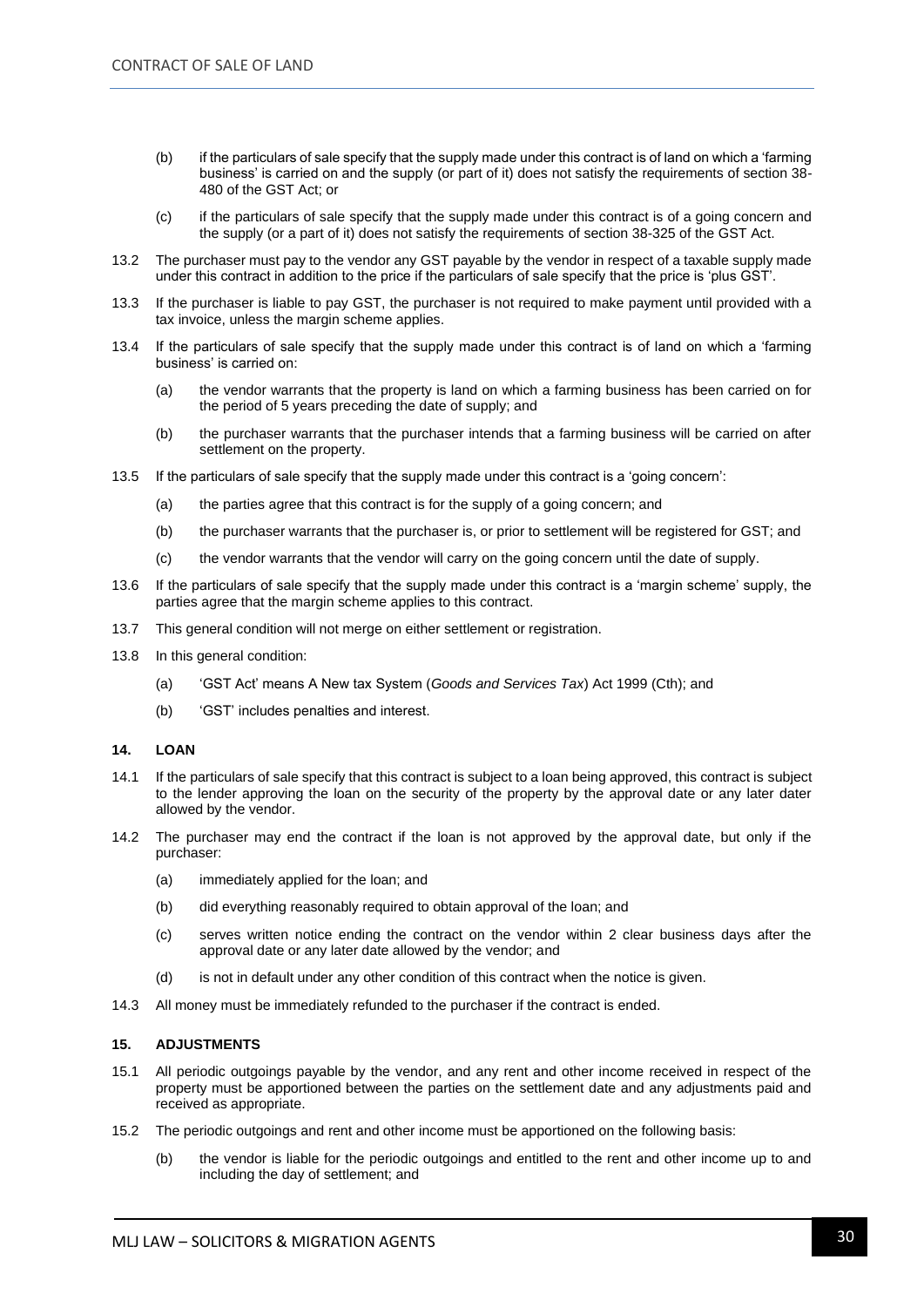(b) if the particulars of sale specify that the supply made under this contract is of land on which a 'farming business' is carried on and the supply (or part of it) does not satisfy the requirements of section 38-480 of the GST Act; or

(c) if the particulars of sale specify that the supply made under this contract is of a going concern and the supply (or a part of it) does not satisfy the requirements of section 38-325 of the GST Act.

13.2 The purchaser must pay to the vendor any GST payable by the vendor in respect of a taxable supply made under this contract in addition to the price if the particulars of sale specify that the price is 'plus GST'.

13.3 If the purchaser is liable to pay GST, the purchaser is not required to make payment until provided with a tax invoice, unless the margin scheme applies.

13.4 If the particulars of sale specify that the supply made under this contract is of land on which a 'farming business' is carried on:

(a) the vendor warrants that the property is land on which a farming business has been carried on for the period of 5 years preceding the date of supply; and

(b) the purchaser warrants that the purchaser intends that a farming business will be carried on after settlement on the property.

13.5 If the particulars of sale specify that the supply made under this contract is a 'going concern':

(a) the parties agree that this contract is for the supply of a going concern; and

(b) the purchaser warrants that the purchaser is, or prior to settlement will be registered for GST; and

(c) the vendor warrants that the vendor will carry on the going concern until the date of supply.

13.6 If the particulars of sale specify that the supply made under this contract is a 'margin scheme' supply, the parties agree that the margin scheme applies to this contract.

13.7 This general condition will not merge on either settlement or registration.

13.8 In this general condition:

(a) 'GST Act' means A New tax System (*Goods and Services Tax*) Act 1999 (Cth); and

(b) 'GST' includes penalties and interest.

**14. LOAN**

14.1 If the particulars of sale specify that this contract is subject to a loan being approved, this contract is subject to the lender approving the loan on the security of the property by the approval date or any later dater allowed by the vendor.

14.2 The purchaser may end the contract if the loan is not approved by the approval date, but only if the purchaser:

(a) immediately applied for the loan; and

(b) did everything reasonably required to obtain approval of the loan; and

(c) serves written notice ending the contract on the vendor within 2 clear business days after the approval date or any later date allowed by the vendor; and

(d) is not in default under any other condition of this contract when the notice is given.

14.3 All money must be immediately refunded to the purchaser if the contract is ended.

**15. ADJUSTMENTS**

15.1 All periodic outgoings payable by the vendor, and any rent and other income received in respect of the property must be apportioned between the parties on the settlement date and any adjustments paid and received as appropriate.

15.2 The periodic outgoings and rent and other income must be apportioned on the following basis:

(b) the vendor is liable for the periodic outgoings and entitled to the rent and other income up to and including the day of settlement; and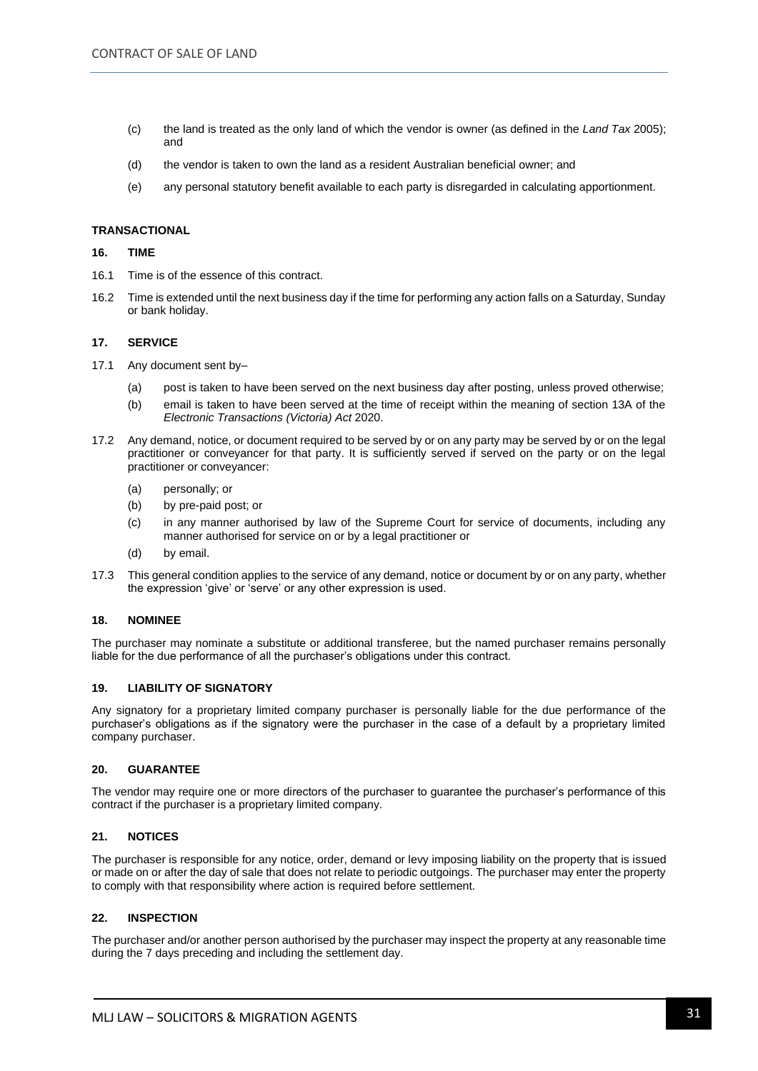(c) the land is treated as the only land of which the vendor is owner (as defined in the *Land Tax* 2005); and

(d) the vendor is taken to own the land as a resident Australian beneficial owner; and

(e) any personal statutory benefit available to each party is disregarded in calculating apportionment.

**TRANSACTIONAL**

**16. TIME**

16.1 Time is of the essence of this contract.

16.2 Time is extended until the next business day if the time for performing any action falls on a Saturday, Sunday or bank holiday.

**17. SERVICE**

17.1 Any document sent by–

(a) post is taken to have been served on the next business day after posting, unless proved otherwise;

(b) email is taken to have been served at the time of receipt within the meaning of section 13A of the *Electronic Transactions (Victoria) Act* 2020.

17.2 Any demand, notice, or document required to be served by or on any party may be served by or on the legal practitioner or conveyancer for that party. It is sufficiently served if served on the party or on the legal practitioner or conveyancer:

(a) personally; or

(b) by pre-paid post; or

(c) in any manner authorised by law of the Supreme Court for service of documents, including any manner authorised for service on or by a legal practitioner or

(d) by email.

17.3 This general condition applies to the service of any demand, notice or document by or on any party, whether the expression 'give' or 'serve' or any other expression is used.

**18. NOMINEE**

The purchaser may nominate a substitute or additional transferee, but the named purchaser remains personally liable for the due performance of all the purchaser's obligations under this contract.

**19. LIABILITY OF SIGNATORY**

Any signatory for a proprietary limited company purchaser is personally liable for the due performance of the purchaser's obligations as if the signatory were the purchaser in the case of a default by a proprietary limited company purchaser.

**20. GUARANTEE**

The vendor may require one or more directors of the purchaser to guarantee the purchaser's performance of this contract if the purchaser is a proprietary limited company.

**21. NOTICES**

The purchaser is responsible for any notice, order, demand or levy imposing liability on the property that is issued or made on or after the day of sale that does not relate to periodic outgoings. The purchaser may enter the property to comply with that responsibility where action is required before settlement.

**22. INSPECTION**

The purchaser and/or another person authorised by the purchaser may inspect the property at any reasonable time during the 7 days preceding and including the settlement day.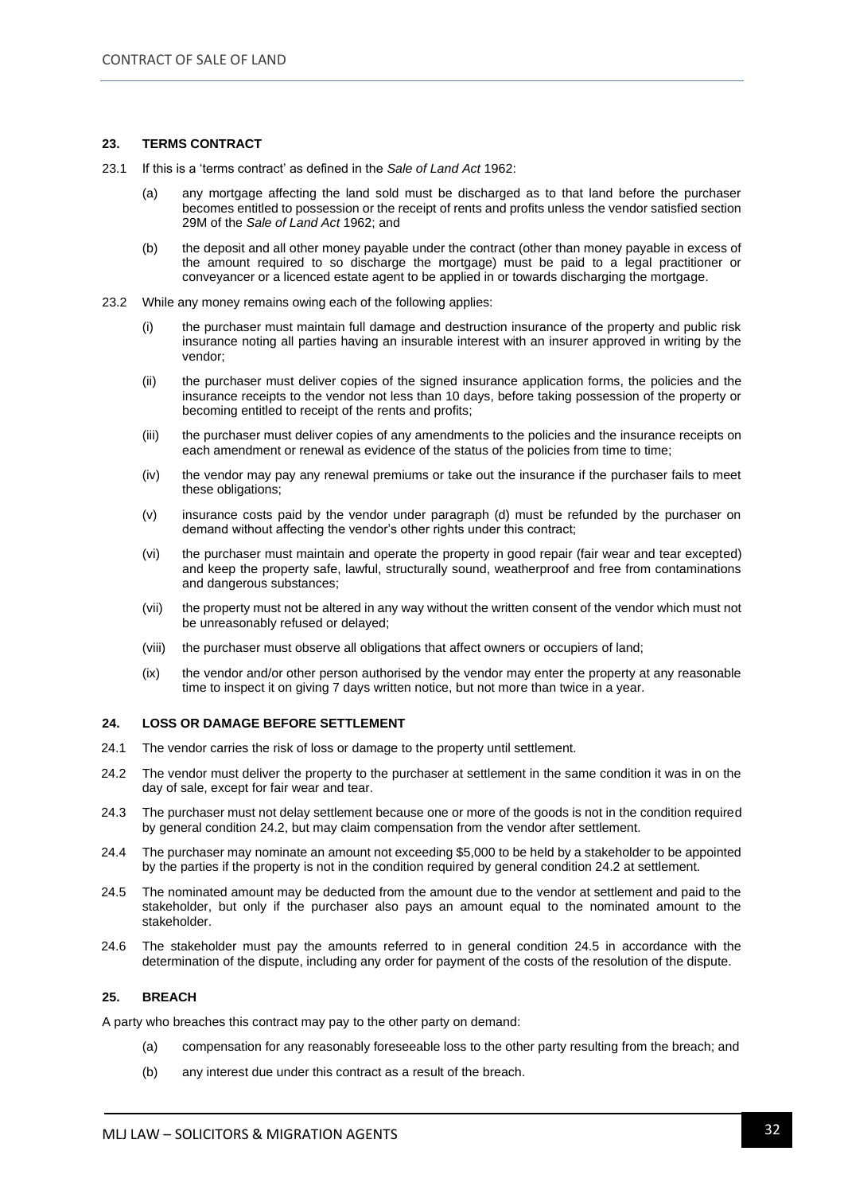## 23. TERMS CONTRACT

23.1 If this is a 'terms contract' as defined in the *Sale of Land Act* 1962:

(a) any mortgage affecting the land sold must be discharged as to that land before the purchaser becomes entitled to possession or the receipt of rents and profits unless the vendor satisfied section 29M of the *Sale of Land Act* 1962; and

(b) the deposit and all other money payable under the contract (other than money payable in excess of the amount required to so discharge the mortgage) must be paid to a legal practitioner or conveyancer or a licenced estate agent to be applied in or towards discharging the mortgage.

23.2 While any money remains owing each of the following applies:

(i) the purchaser must maintain full damage and destruction insurance of the property and public risk insurance noting all parties having an insurable interest with an insurer approved in writing by the vendor;

(ii) the purchaser must deliver copies of the signed insurance application forms, the policies and the insurance receipts to the vendor not less than 10 days, before taking possession of the property or becoming entitled to receipt of the rents and profits;

(iii) the purchaser must deliver copies of any amendments to the policies and the insurance receipts on each amendment or renewal as evidence of the status of the policies from time to time;

(iv) the vendor may pay any renewal premiums or take out the insurance if the purchaser fails to meet these obligations;

(v) insurance costs paid by the vendor under paragraph (d) must be refunded by the purchaser on demand without affecting the vendor's other rights under this contract;

(vi) the purchaser must maintain and operate the property in good repair (fair wear and tear excepted) and keep the property safe, lawful, structurally sound, weatherproof and free from contaminations and dangerous substances;

(vii) the property must not be altered in any way without the written consent of the vendor which must not be unreasonably refused or delayed;

(viii) the purchaser must observe all obligations that affect owners or occupiers of land;

(ix) the vendor and/or other person authorised by the vendor may enter the property at any reasonable time to inspect it on giving 7 days written notice, but not more than twice in a year.

## 24. LOSS OR DAMAGE BEFORE SETTLEMENT

24.1 The vendor carries the risk of loss or damage to the property until settlement.

24.2 The vendor must deliver the property to the purchaser at settlement in the same condition it was in on the day of sale, except for fair wear and tear.

24.3 The purchaser must not delay settlement because one or more of the goods is not in the condition required by general condition 24.2, but may claim compensation from the vendor after settlement.

24.4 The purchaser may nominate an amount not exceeding $5,000 to be held by a stakeholder to be appointed by the parties if the property is not in the condition required by general condition 24.2 at settlement.

24.5 The nominated amount may be deducted from the amount due to the vendor at settlement and paid to the stakeholder, but only if the purchaser also pays an amount equal to the nominated amount to the stakeholder.

24.6 The stakeholder must pay the amounts referred to in general condition 24.5 in accordance with the determination of the dispute, including any order for payment of the costs of the resolution of the dispute.

## 25. BREACH

A party who breaches this contract may pay to the other party on demand:

(a) compensation for any reasonably foreseeable loss to the other party resulting from the breach; and

(b) any interest due under this contract as a result of the breach.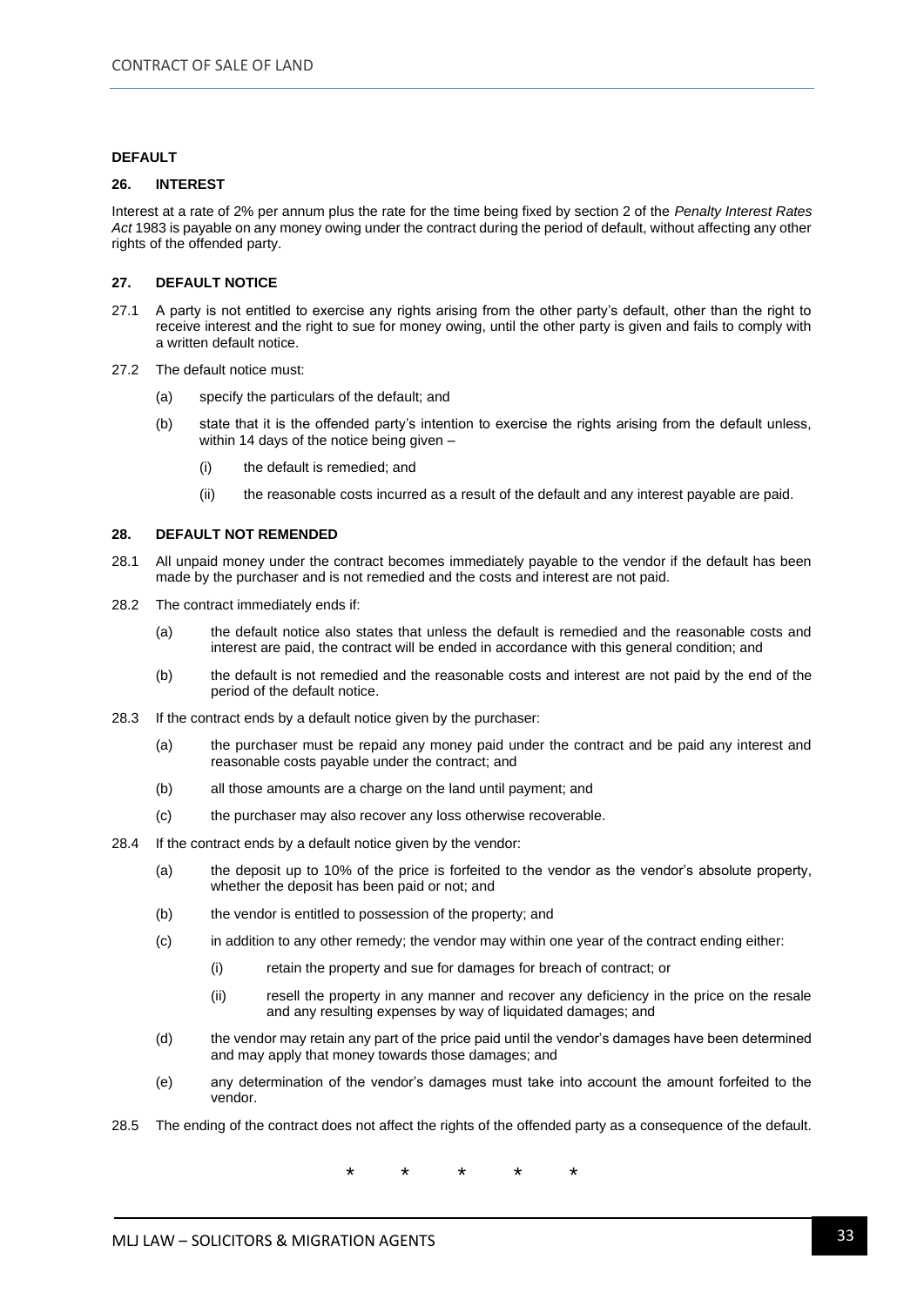## DEFAULT

### 26. INTEREST

Interest at a rate of 2% per annum plus the rate for the time being fixed by section 2 of the *Penalty Interest Rates Act* 1983 is payable on any money owing under the contract during the period of default, without affecting any other rights of the offended party.

### 27. DEFAULT NOTICE

27.1 A party is not entitled to exercise any rights arising from the other party's default, other than the right to receive interest and the right to sue for money owing, until the other party is given and fails to comply with a written default notice.

27.2 The default notice must:

(a) specify the particulars of the default; and

(b) state that it is the offended party's intention to exercise the rights arising from the default unless, within 14 days of the notice being given –

(i) the default is remedied; and

(ii) the reasonable costs incurred as a result of the default and any interest payable are paid.

### 28. DEFAULT NOT REMENDED

28.1 All unpaid money under the contract becomes immediately payable to the vendor if the default has been made by the purchaser and is not remedied and the costs and interest are not paid.

28.2 The contract immediately ends if:

(a) the default notice also states that unless the default is remedied and the reasonable costs and interest are paid, the contract will be ended in accordance with this general condition; and

(b) the default is not remedied and the reasonable costs and interest are not paid by the end of the period of the default notice.

28.3 If the contract ends by a default notice given by the purchaser:

(a) the purchaser must be repaid any money paid under the contract and be paid any interest and reasonable costs payable under the contract; and

(b) all those amounts are a charge on the land until payment; and

(c) the purchaser may also recover any loss otherwise recoverable.

28.4 If the contract ends by a default notice given by the vendor:

(a) the deposit up to 10% of the price is forfeited to the vendor as the vendor's absolute property, whether the deposit has been paid or not; and

(b) the vendor is entitled to possession of the property; and

(c) in addition to any other remedy; the vendor may within one year of the contract ending either:

(i) retain the property and sue for damages for breach of contract; or

(ii) resell the property in any manner and recover any deficiency in the price on the resale and any resulting expenses by way of liquidated damages; and

(d) the vendor may retain any part of the price paid until the vendor's damages have been determined and may apply that money towards those damages; and

(e) any determination of the vendor's damages must take into account the amount forfeited to the vendor.

28.5 The ending of the contract does not affect the rights of the offended party as a consequence of the default.

\* \* \* \* \*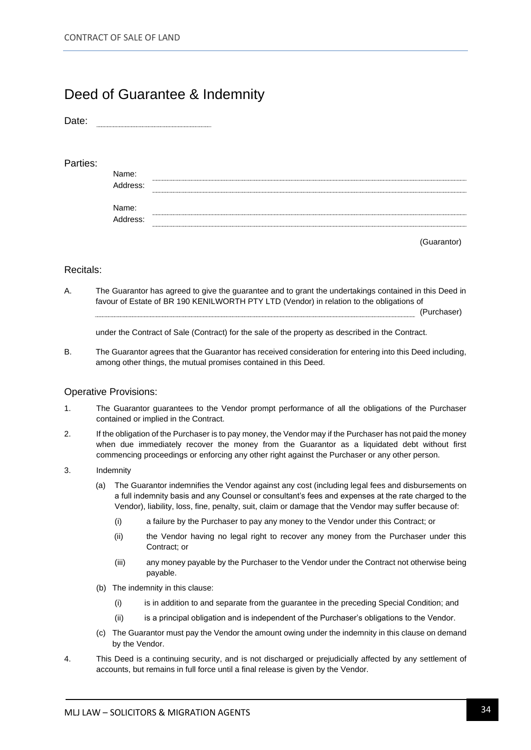# Deed of Guarantee & Indemnity

Date: ..............................................

Parties:

Name: ..............................................

Address: ..............................................

Name: ..............................................

Address: ..............................................

(Guarantor)

## Recitals:

A. The Guarantor has agreed to give the guarantee and to grant the undertakings contained in this Deed in favour of Estate of BR 190 KENILWORTH PTY LTD (Vendor) in relation to the obligations of .............................................. (Purchaser)

under the Contract of Sale (Contract) for the sale of the property as described in the Contract.

B. The Guarantor agrees that the Guarantor has received consideration for entering into this Deed including, among other things, the mutual promises contained in this Deed.

## Operative Provisions:

1. The Guarantor guarantees to the Vendor prompt performance of all the obligations of the Purchaser contained or implied in the Contract.

2. If the obligation of the Purchaser is to pay money, the Vendor may if the Purchaser has not paid the money when due immediately recover the money from the Guarantor as a liquidated debt without first commencing proceedings or enforcing any other right against the Purchaser or any other person.

3. Indemnity

   (a) The Guarantor indemnifies the Vendor against any cost (including legal fees and disbursements on a full indemnity basis and any Counsel or consultant's fees and expenses at the rate charged to the Vendor), liability, loss, fine, penalty, suit, claim or damage that the Vendor may suffer because of:

      (i) a failure by the Purchaser to pay any money to the Vendor under this Contract; or

      (ii) the Vendor having no legal right to recover any money from the Purchaser under this Contract; or

      (iii) any money payable by the Purchaser to the Vendor under the Contract not otherwise being payable.

   (b) The indemnity in this clause:

      (i) is in addition to and separate from the guarantee in the preceding Special Condition; and

      (ii) is a principal obligation and is independent of the Purchaser's obligations to the Vendor.

   (c) The Guarantor must pay the Vendor the amount owing under the indemnity in this clause on demand by the Vendor.

4. This Deed is a continuing security, and is not discharged or prejudicially affected by any settlement of accounts, but remains in full force until a final release is given by the Vendor.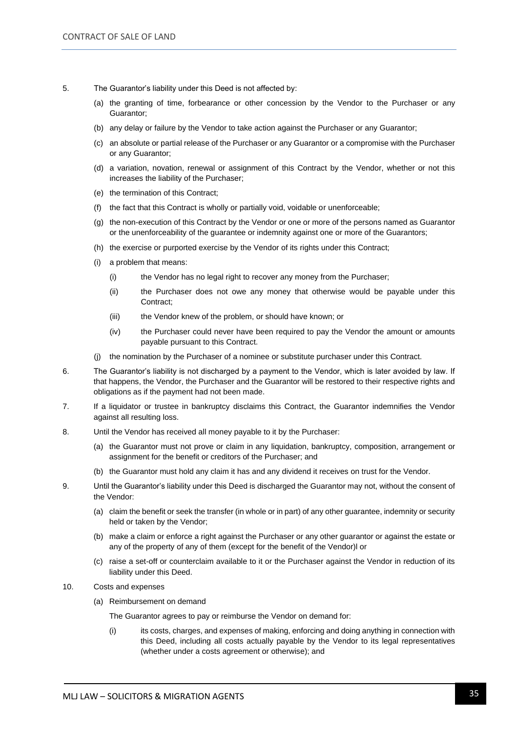5. The Guarantor's liability under this Deed is not affected by:

   (a) the granting of time, forbearance or other concession by the Vendor to the Purchaser or any Guarantor;

   (b) any delay or failure by the Vendor to take action against the Purchaser or any Guarantor;

   (c) an absolute or partial release of the Purchaser or any Guarantor or a compromise with the Purchaser or any Guarantor;

   (d) a variation, novation, renewal or assignment of this Contract by the Vendor, whether or not this increases the liability of the Purchaser;

   (e) the termination of this Contract;

   (f) the fact that this Contract is wholly or partially void, voidable or unenforceable;

   (g) the non-execution of this Contract by the Vendor or one or more of the persons named as Guarantor or the unenforceability of the guarantee or indemnity against one or more of the Guarantors;

   (h) the exercise or purported exercise by the Vendor of its rights under this Contract;

   (i) a problem that means:

      (i) the Vendor has no legal right to recover any money from the Purchaser;

      (ii) the Purchaser does not owe any money that otherwise would be payable under this Contract;

      (iii) the Vendor knew of the problem, or should have known; or

      (iv) the Purchaser could never have been required to pay the Vendor the amount or amounts payable pursuant to this Contract.

   (j) the nomination by the Purchaser of a nominee or substitute purchaser under this Contract.

6. The Guarantor's liability is not discharged by a payment to the Vendor, which is later avoided by law. If that happens, the Vendor, the Purchaser and the Guarantor will be restored to their respective rights and obligations as if the payment had not been made.

7. If a liquidator or trustee in bankruptcy disclaims this Contract, the Guarantor indemnifies the Vendor against all resulting loss.

8. Until the Vendor has received all money payable to it by the Purchaser:

   (a) the Guarantor must not prove or claim in any liquidation, bankruptcy, composition, arrangement or assignment for the benefit or creditors of the Purchaser; and

   (b) the Guarantor must hold any claim it has and any dividend it receives on trust for the Vendor.

9. Until the Guarantor's liability under this Deed is discharged the Guarantor may not, without the consent of the Vendor:

   (a) claim the benefit or seek the transfer (in whole or in part) of any other guarantee, indemnity or security held or taken by the Vendor;

   (b) make a claim or enforce a right against the Purchaser or any other guarantor or against the estate or any of the property of any of them (except for the benefit of the Vendor)l or

   (c) raise a set-off or counterclaim available to it or the Purchaser against the Vendor in reduction of its liability under this Deed.

10. Costs and expenses

   (a) Reimbursement on demand

   The Guarantor agrees to pay or reimburse the Vendor on demand for:

      (i) its costs, charges, and expenses of making, enforcing and doing anything in connection with this Deed, including all costs actually payable by the Vendor to its legal representatives (whether under a costs agreement or otherwise); and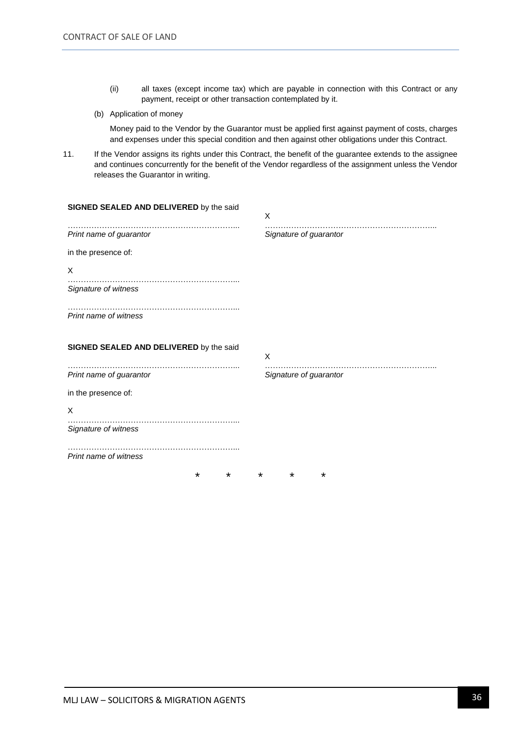(ii) all taxes (except income tax) which are payable in connection with this Contract or any payment, receipt or other transaction contemplated by it.

(b) Application of money

Money paid to the Vendor by the Guarantor must be applied first against payment of costs, charges and expenses under this special condition and then against other obligations under this Contract.

11. If the Vendor assigns its rights under this Contract, the benefit of the guarantee extends to the assignee and continues concurrently for the benefit of the Vendor regardless of the assignment unless the Vendor releases the Guarantor in writing.

**SIGNED SEALED AND DELIVERED** by the said

……………………………………………………….. X ………………………………………………………..
*Print name of guarantor* *Signature of guarantor*

in the presence of:

X ………………………………………………………..
*Signature of witness*

………………………………………………………..
*Print name of witness*

**SIGNED SEALED AND DELIVERED** by the said

……………………………………………………….. X ………………………………………………………..
*Print name of guarantor* *Signature of guarantor*

in the presence of:

X ………………………………………………………..
*Signature of witness*

………………………………………………………..
*Print name of witness*

* * * * *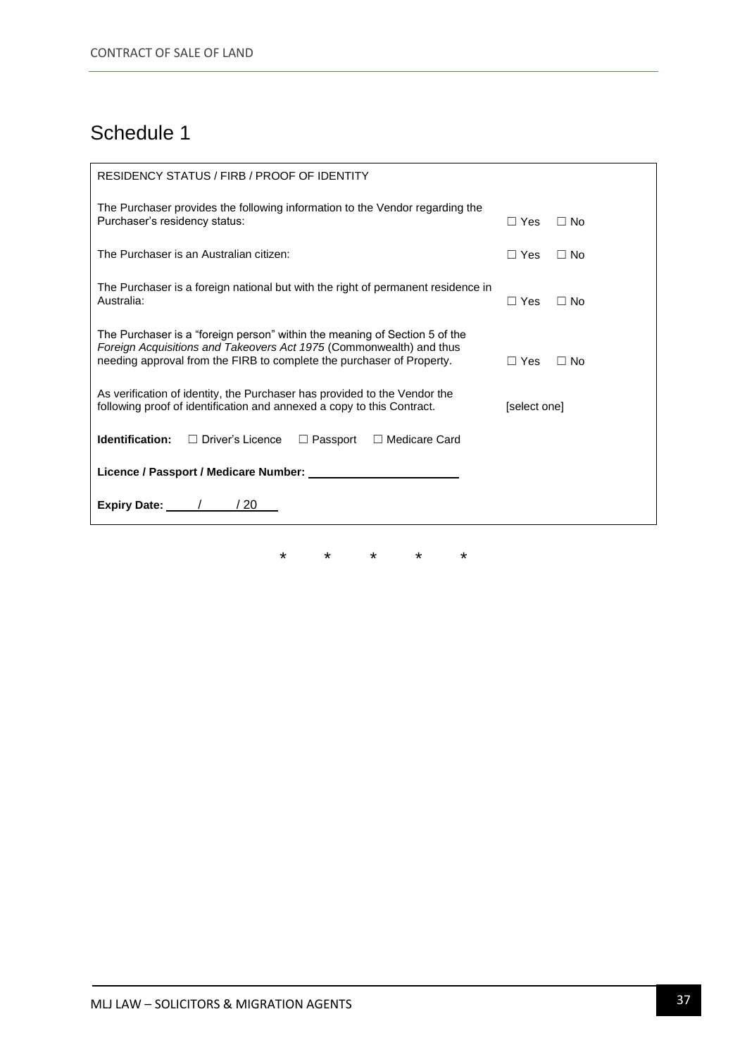# Schedule 1

| RESIDENCY STATUS / FIRB / PROOF OF IDENTITY | |
|---|---|
| The Purchaser provides the following information to the Vendor regarding the Purchaser's residency status: | ☐ Yes ☐ No |
| The Purchaser is an Australian citizen: | ☐ Yes ☐ No |
| The Purchaser is a foreign national but with the right of permanent residence in Australia: | ☐ Yes ☐ No |
| The Purchaser is a "foreign person" within the meaning of Section 5 of the *Foreign Acquisitions and Takeovers Act 1975* (Commonwealth) and thus needing approval from the FIRB to complete the purchaser of Property. | ☐ Yes ☐ No |
| As verification of identity, the Purchaser has provided to the Vendor the following proof of identification and annexed a copy to this Contract. | [select one] |
| **Identification:** ☐ Driver's Licence ☐ Passport ☐ Medicare Card | |
| **Licence / Passport / Medicare Number:** ______________________ | |
| **Expiry Date:** _____/_____/ 20____ | |

\* \* \* \* \*